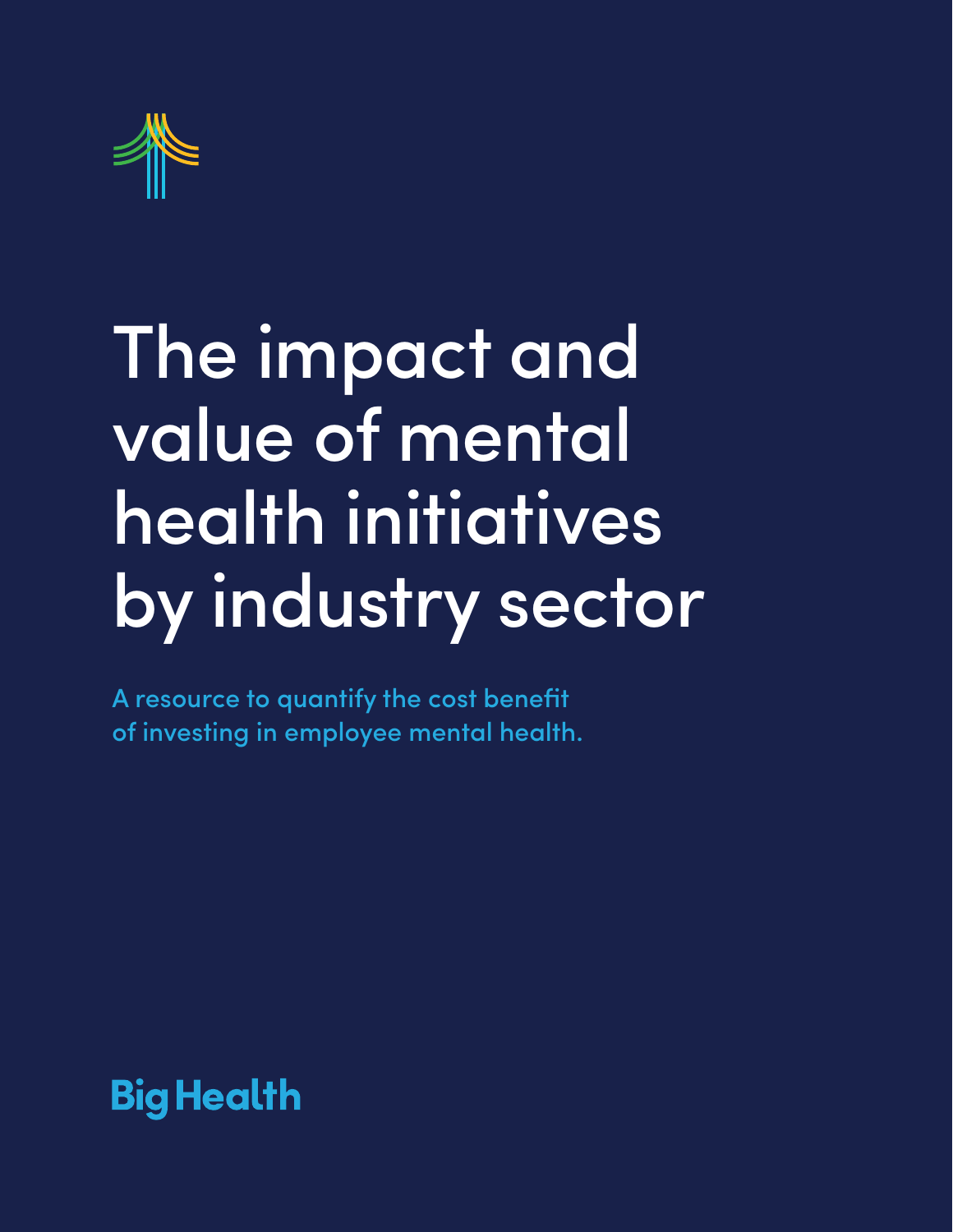# The impact and value of mental health initiatives by industry sector

A resource to quantify the cost benefit of investing in employee mental health.

Big Health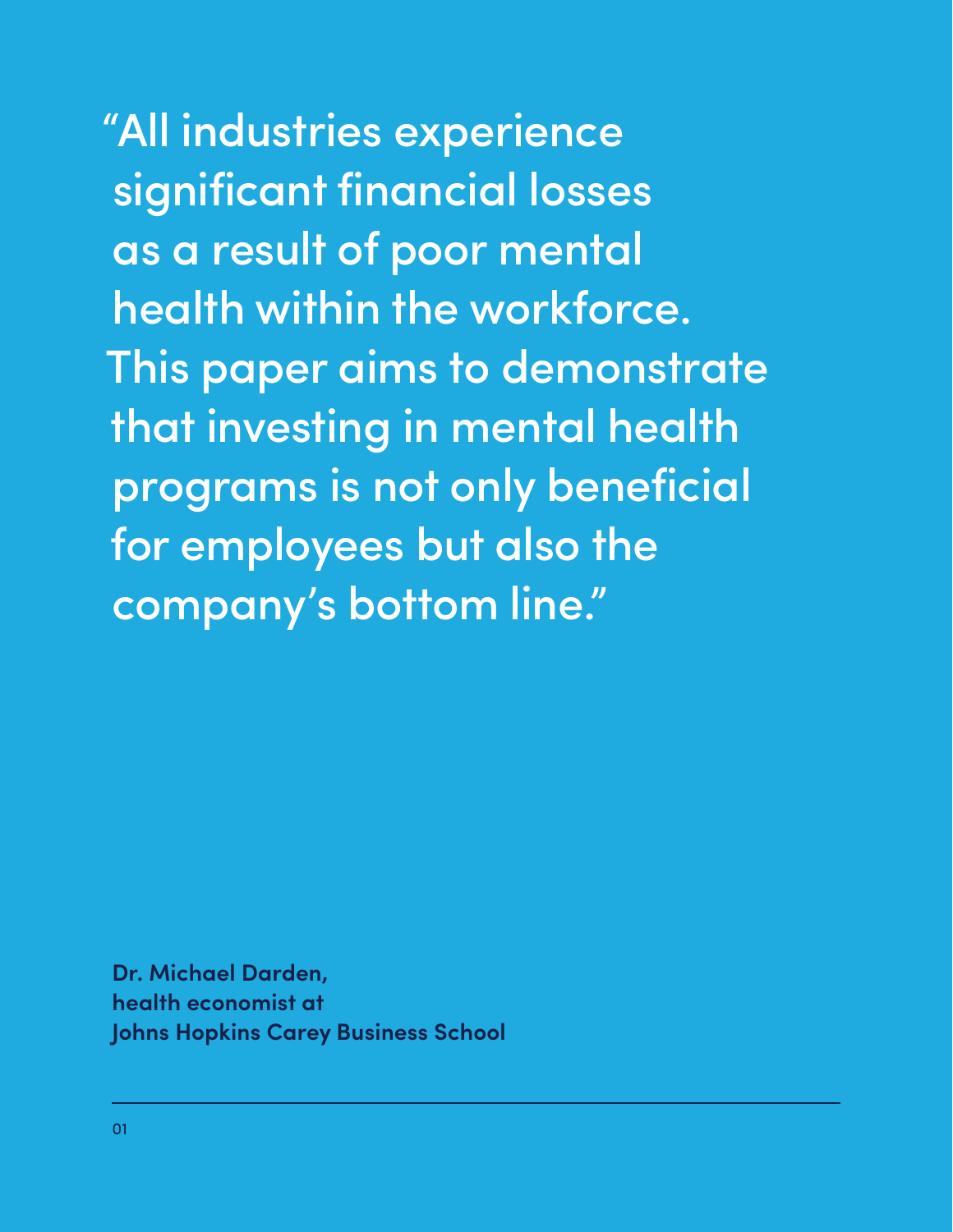"All industries experience significant financial losses as a result of poor mental health within the workforce. This paper aims to demonstrate that investing in mental health programs is not only beneficial for employees but also the company's bottom line."

**Dr. Michael Darden,**
**health economist at**
**Johns Hopkins Carey Business School**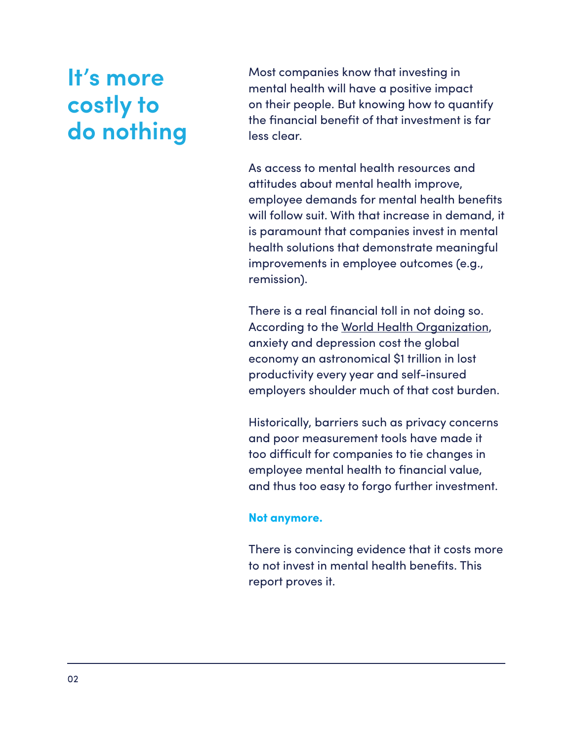# It's more costly to do nothing

Most companies know that investing in mental health will have a positive impact on their people. But knowing how to quantify the financial benefit of that investment is far less clear.

As access to mental health resources and attitudes about mental health improve, employee demands for mental health benefits will follow suit. With that increase in demand, it is paramount that companies invest in mental health solutions that demonstrate meaningful improvements in employee outcomes (e.g., remission).

There is a real financial toll in not doing so. According to the World Health Organization, anxiety and depression cost the global economy an astronomical $1 trillion in lost productivity every year and self-insured employers shoulder much of that cost burden.

Historically, barriers such as privacy concerns and poor measurement tools have made it too difficult for companies to tie changes in employee mental health to financial value, and thus too easy to forgo further investment.

**Not anymore.**

There is convincing evidence that it costs more to not invest in mental health benefits. This report proves it.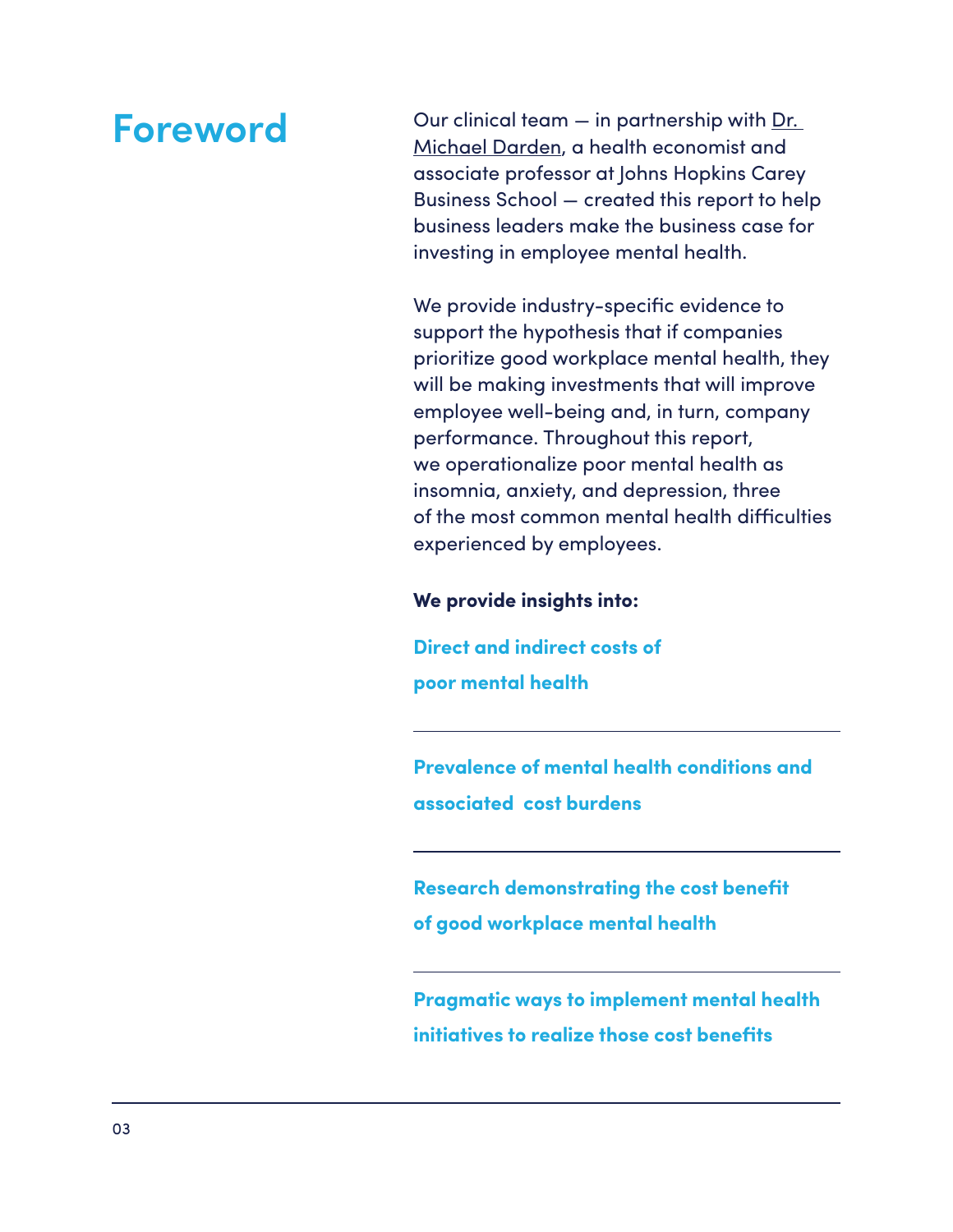# Foreword

Our clinical team — in partnership with Dr. Michael Darden, a health economist and associate professor at Johns Hopkins Carey Business School — created this report to help business leaders make the business case for investing in employee mental health.

We provide industry-specific evidence to support the hypothesis that if companies prioritize good workplace mental health, they will be making investments that will improve employee well-being and, in turn, company performance. Throughout this report, we operationalize poor mental health as insomnia, anxiety, and depression, three of the most common mental health difficulties experienced by employees.

**We provide insights into:**

**Direct and indirect costs of poor mental health**

---

**Prevalence of mental health conditions and associated cost burdens**

---

**Research demonstrating the cost benefit of good workplace mental health**

---

**Pragmatic ways to implement mental health initiatives to realize those cost benefits**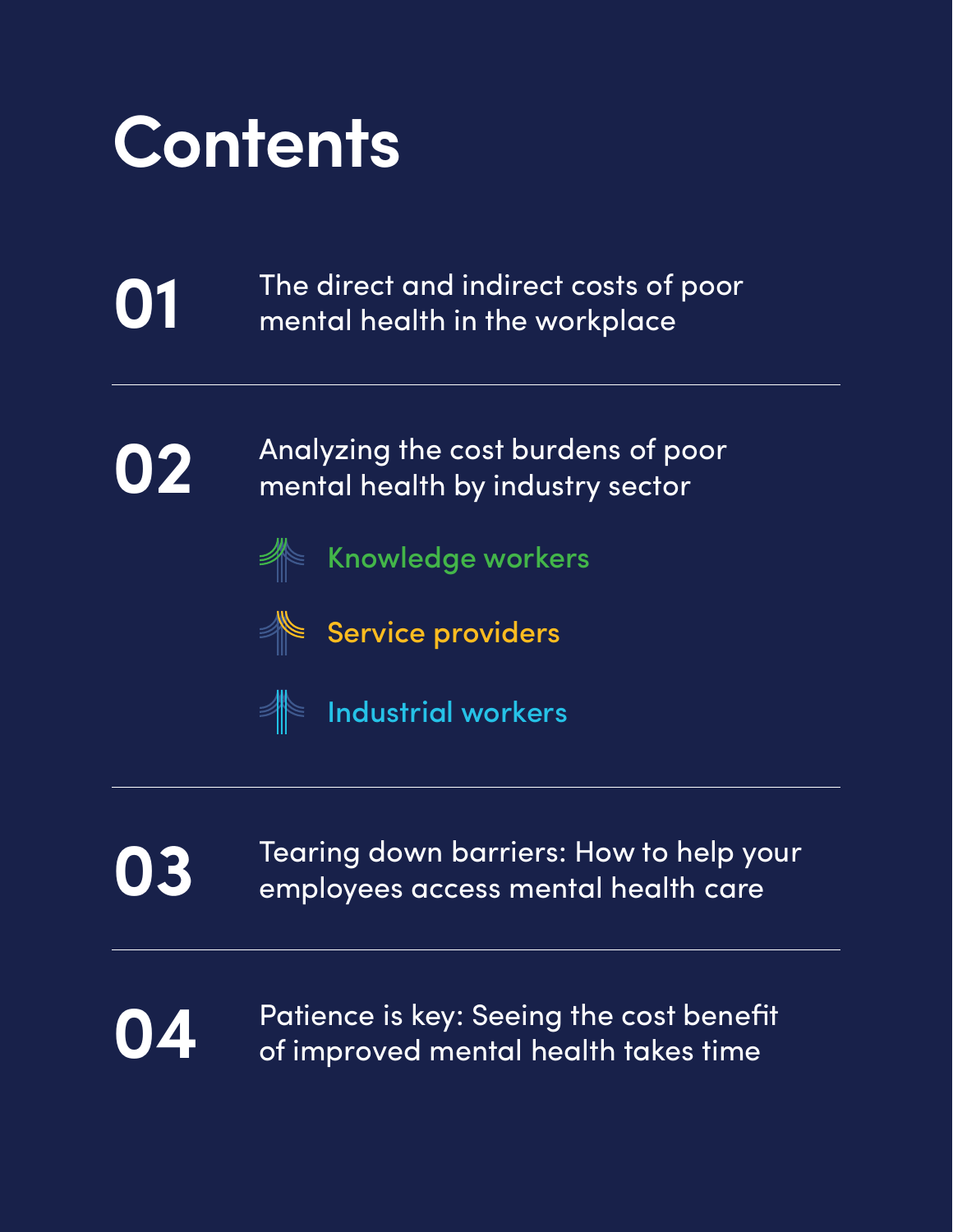# Contents

**01** The direct and indirect costs of poor mental health in the workplace

---

**02** Analyzing the cost burdens of poor mental health by industry sector

- Knowledge workers
- Service providers
- Industrial workers

---

**03** Tearing down barriers: How to help your employees access mental health care

---

**04** Patience is key: Seeing the cost benefit of improved mental health takes time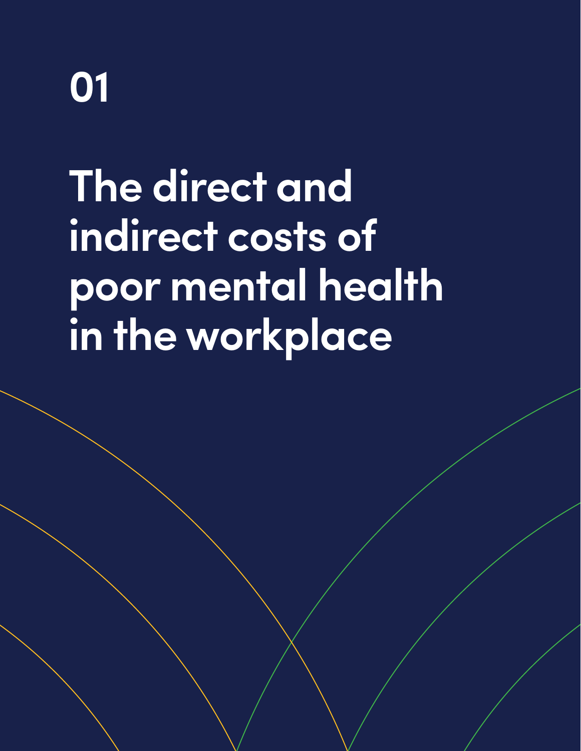# 01

# The direct and indirect costs of poor mental health in the workplace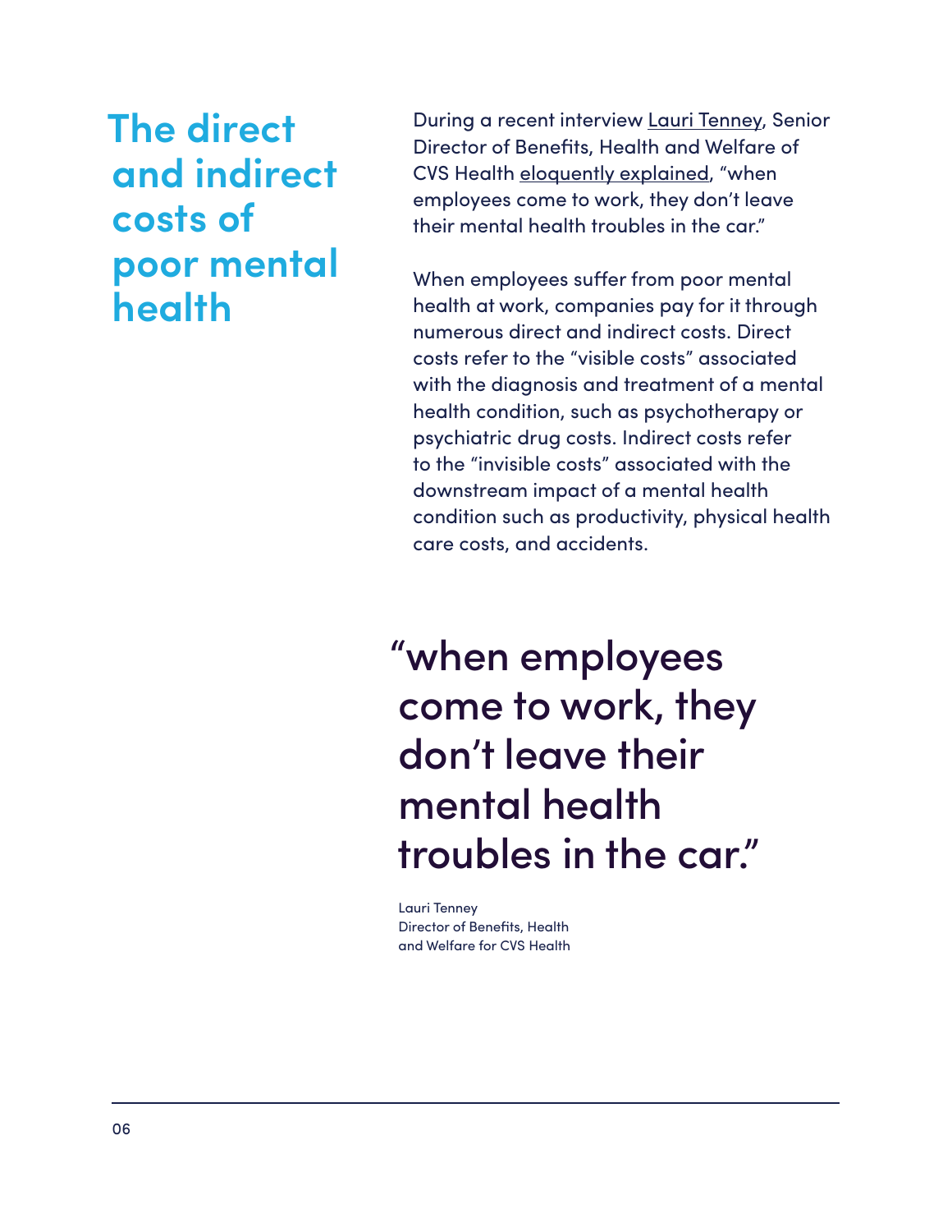## The direct and indirect costs of poor mental health

During a recent interview Lauri Tenney, Senior Director of Benefits, Health and Welfare of CVS Health eloquently explained, "when employees come to work, they don't leave their mental health troubles in the car."

When employees suffer from poor mental health at work, companies pay for it through numerous direct and indirect costs. Direct costs refer to the "visible costs" associated with the diagnosis and treatment of a mental health condition, such as psychotherapy or psychiatric drug costs. Indirect costs refer to the "invisible costs" associated with the downstream impact of a mental health condition such as productivity, physical health care costs, and accidents.

> "when employees come to work, they don't leave their mental health troubles in the car."
>
> Lauri Tenney
> Director of Benefits, Health and Welfare for CVS Health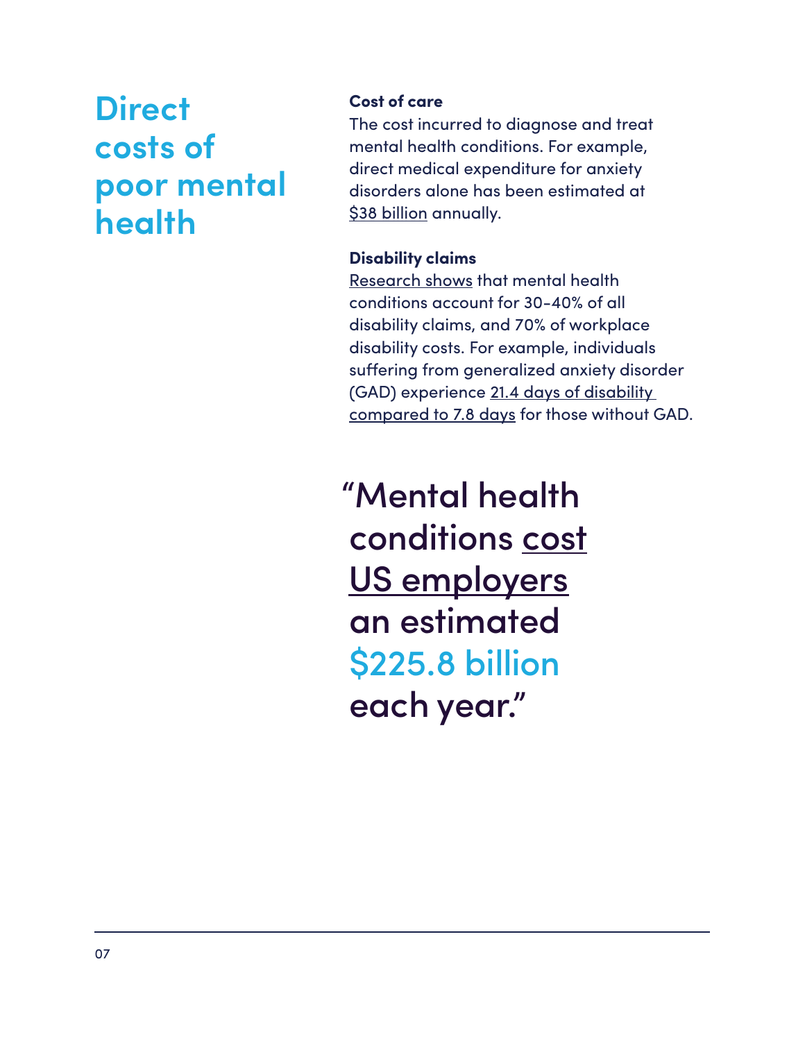# Direct costs of poor mental health

**Cost of care**

The cost incurred to diagnose and treat mental health conditions. For example, direct medical expenditure for anxiety disorders alone has been estimated at $38 billion annually.

**Disability claims**

Research shows that mental health conditions account for 30-40% of all disability claims, and 70% of workplace disability costs. For example, individuals suffering from generalized anxiety disorder (GAD) experience 21.4 days of disability compared to 7.8 days for those without GAD.

> "Mental health conditions cost US employers an estimated $225.8 billion each year."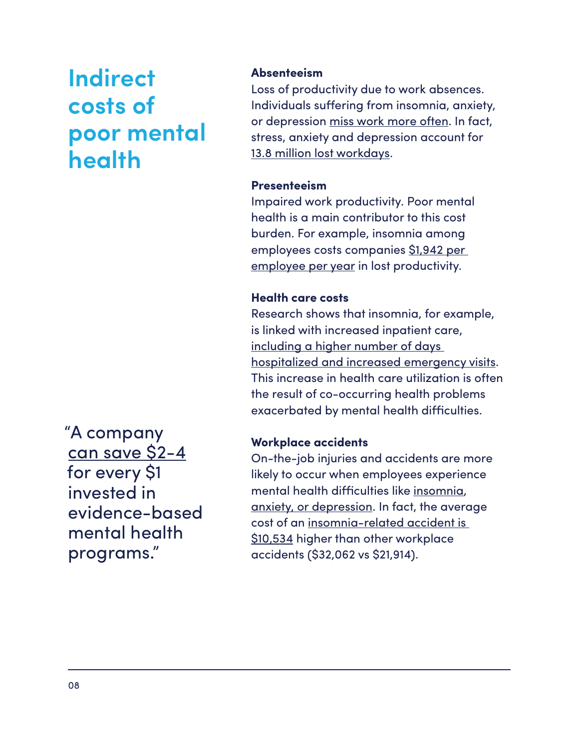# Indirect costs of poor mental health

### Absenteeism

Loss of productivity due to work absences. Individuals suffering from insomnia, anxiety, or depression miss work more often. In fact, stress, anxiety and depression account for 13.8 million lost workdays.

### Presenteeism

Impaired work productivity. Poor mental health is a main contributor to this cost burden. For example, insomnia among employees costs companies $1,942 per employee per year in lost productivity.

### Health care costs

Research shows that insomnia, for example, is linked with increased inpatient care, including a higher number of days hospitalized and increased emergency visits. This increase in health care utilization is often the result of co-occurring health problems exacerbated by mental health difficulties.

### Workplace accidents

On-the-job injuries and accidents are more likely to occur when employees experience mental health difficulties like insomnia, anxiety, or depression. In fact, the average cost of an insomnia-related accident is $10,534 higher than other workplace accidents ($32,062 vs $21,914).

> "A company can save $2-4 for every $1 invested in evidence-based mental health programs."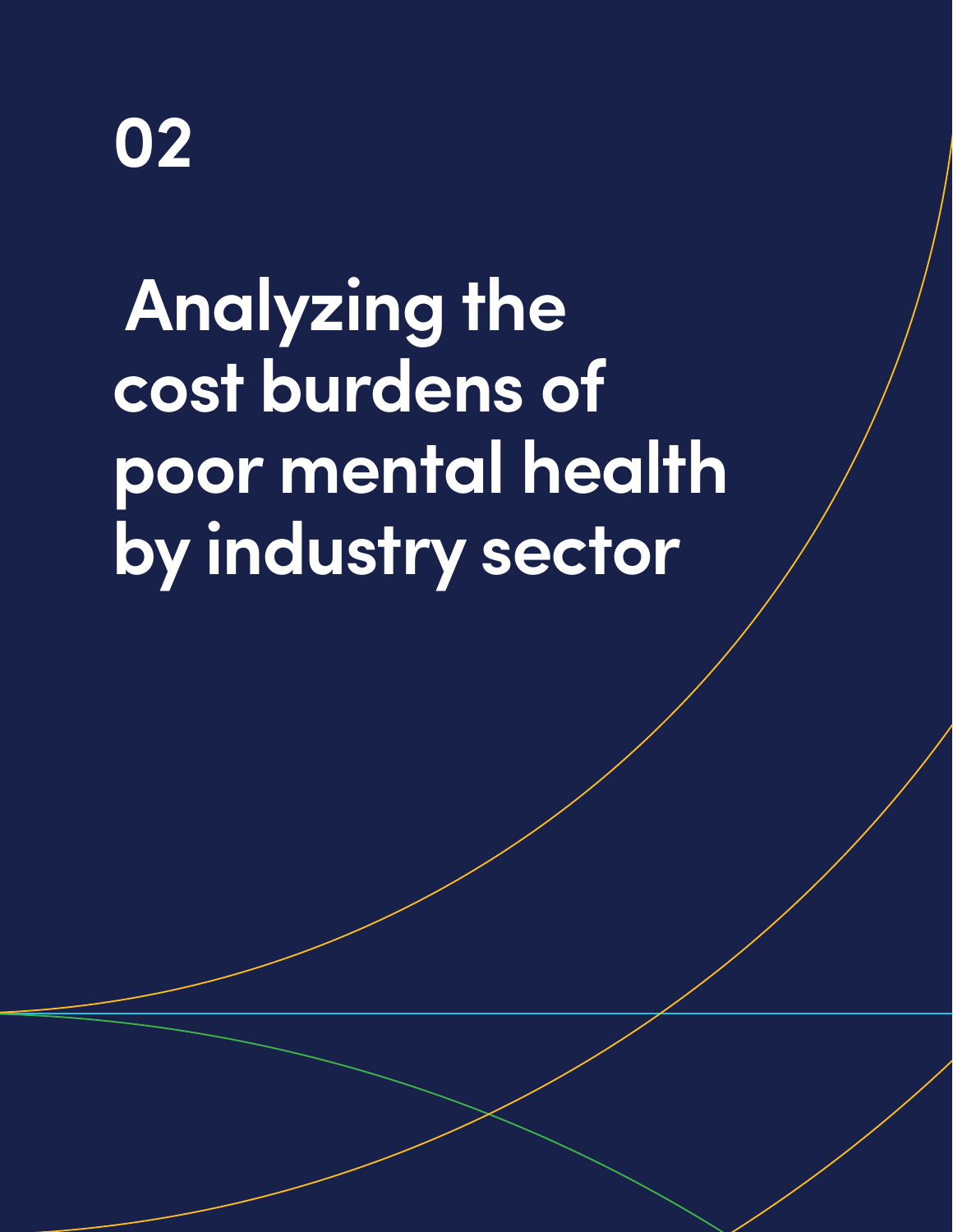# 02

# Analyzing the cost burdens of poor mental health by industry sector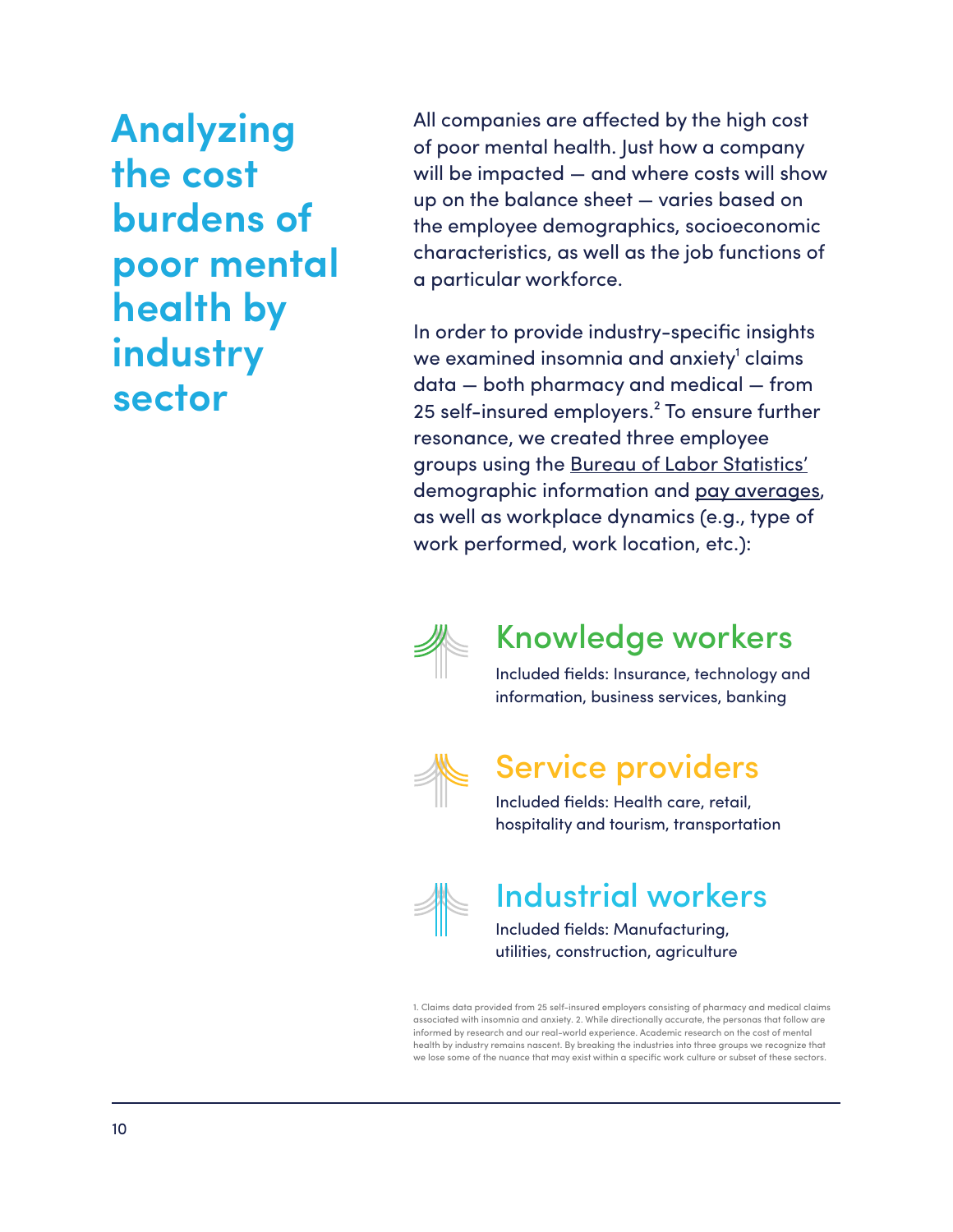# Analyzing the cost burdens of poor mental health by industry sector

All companies are affected by the high cost of poor mental health. Just how a company will be impacted — and where costs will show up on the balance sheet — varies based on the employee demographics, socioeconomic characteristics, as well as the job functions of a particular workforce.

In order to provide industry-specific insights we examined insomnia and anxiety[1] claims data — both pharmacy and medical — from 25 self-insured employers.[2] To ensure further resonance, we created three employee groups using the Bureau of Labor Statistics' demographic information and pay averages, as well as workplace dynamics (e.g., type of work performed, work location, etc.):

## Knowledge workers

Included fields: Insurance, technology and information, business services, banking

## Service providers

Included fields: Health care, retail, hospitality and tourism, transportation

## Industrial workers

Included fields: Manufacturing, utilities, construction, agriculture

1. Claims data provided from 25 self-insured employers consisting of pharmacy and medical claims associated with insomnia and anxiety. 2. While directionally accurate, the personas that follow are informed by research and our real-world experience. Academic research on the cost of mental health by industry remains nascent. By breaking the industries into three groups we recognize that we lose some of the nuance that may exist within a specific work culture or subset of these sectors.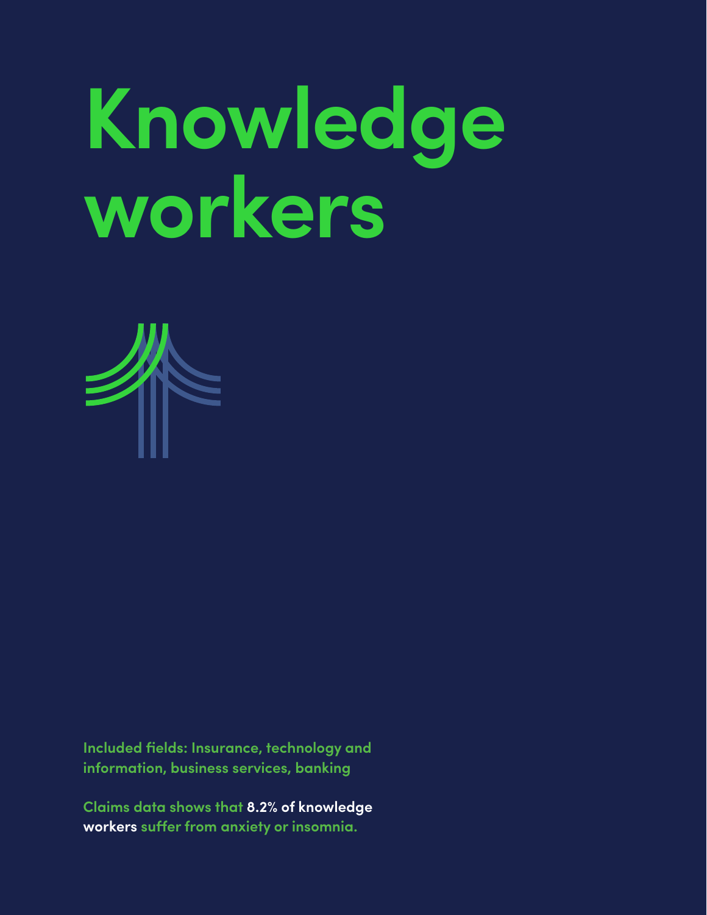# Knowledge workers

Included fields: Insurance, technology and information, business services, banking

Claims data shows that **8.2% of knowledge workers** suffer from anxiety or insomnia.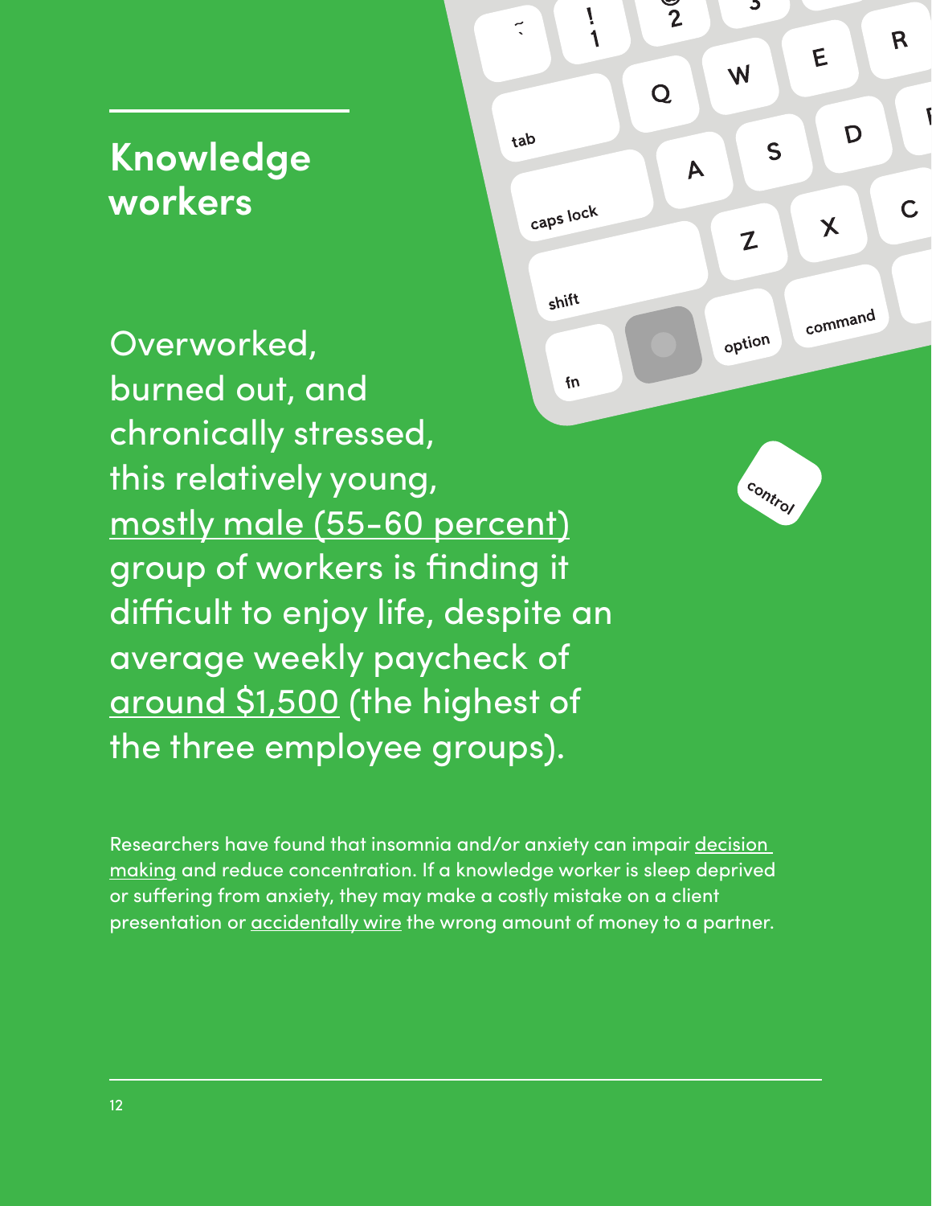## Knowledge workers

Overworked, burned out, and chronically stressed, this relatively young, mostly male (55-60 percent) group of workers is finding it difficult to enjoy life, despite an average weekly paycheck of around $1,500 (the highest of the three employee groups).

Researchers have found that insomnia and/or anxiety can impair decision making and reduce concentration. If a knowledge worker is sleep deprived or suffering from anxiety, they may make a costly mistake on a client presentation or accidentally wire the wrong amount of money to a partner.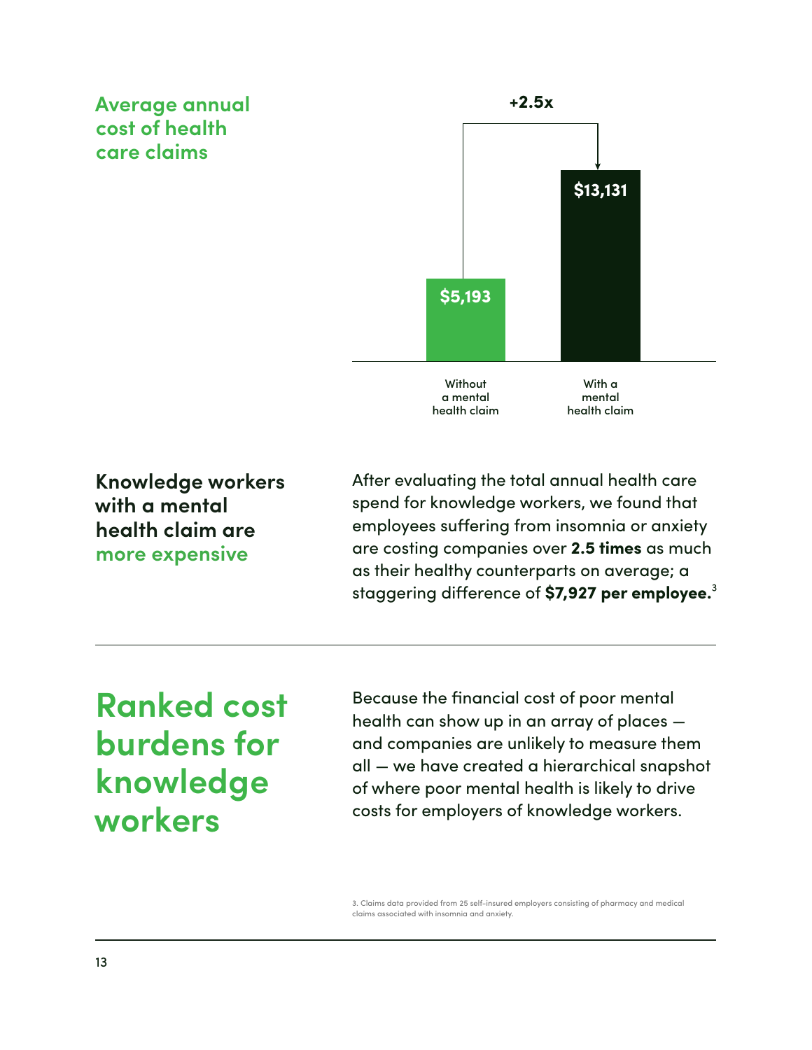### Average annual cost of health care claims

| | Without a mental health claim | With a mental health claim |
| --- | --- | --- |
| Average annual cost | $5,193 | $13,131 |

+2.5x

## Knowledge workers with a mental health claim are more expensive

After evaluating the total annual health care spend for knowledge workers, we found that employees suffering from insomnia or anxiety are costing companies over **2.5 times** as much as their healthy counterparts on average; a staggering difference of **$7,927 per employee.**[3]

---

# Ranked cost burdens for knowledge workers

Because the financial cost of poor mental health can show up in an array of places — and companies are unlikely to measure them all — we have created a hierarchical snapshot of where poor mental health is likely to drive costs for employers of knowledge workers.

3. Claims data provided from 25 self-insured employers consisting of pharmacy and medical claims associated with insomnia and anxiety.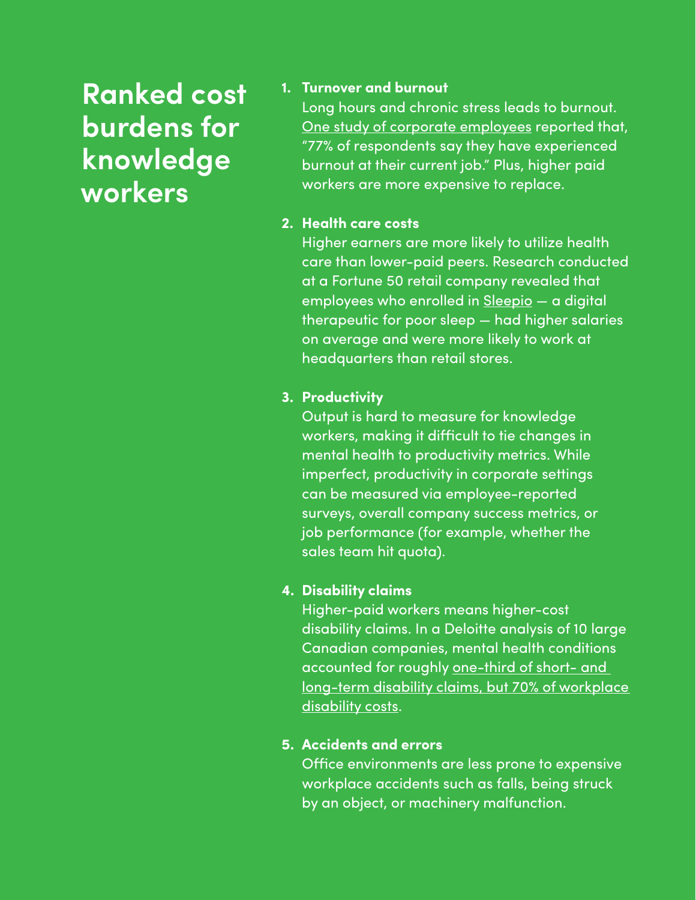# Ranked cost burdens for knowledge workers

1. **Turnover and burnout**
   Long hours and chronic stress leads to burnout. One study of corporate employees reported that, "77% of respondents say they have experienced burnout at their current job." Plus, higher paid workers are more expensive to replace.

2. **Health care costs**
   Higher earners are more likely to utilize health care than lower-paid peers. Research conducted at a Fortune 50 retail company revealed that employees who enrolled in Sleepio — a digital therapeutic for poor sleep — had higher salaries on average and were more likely to work at headquarters than retail stores.

3. **Productivity**
   Output is hard to measure for knowledge workers, making it difficult to tie changes in mental health to productivity metrics. While imperfect, productivity in corporate settings can be measured via employee-reported surveys, overall company success metrics, or job performance (for example, whether the sales team hit quota).

4. **Disability claims**
   Higher-paid workers means higher-cost disability claims. In a Deloitte analysis of 10 large Canadian companies, mental health conditions accounted for roughly one-third of short- and long-term disability claims, but 70% of workplace disability costs.

5. **Accidents and errors**
   Office environments are less prone to expensive workplace accidents such as falls, being struck by an object, or machinery malfunction.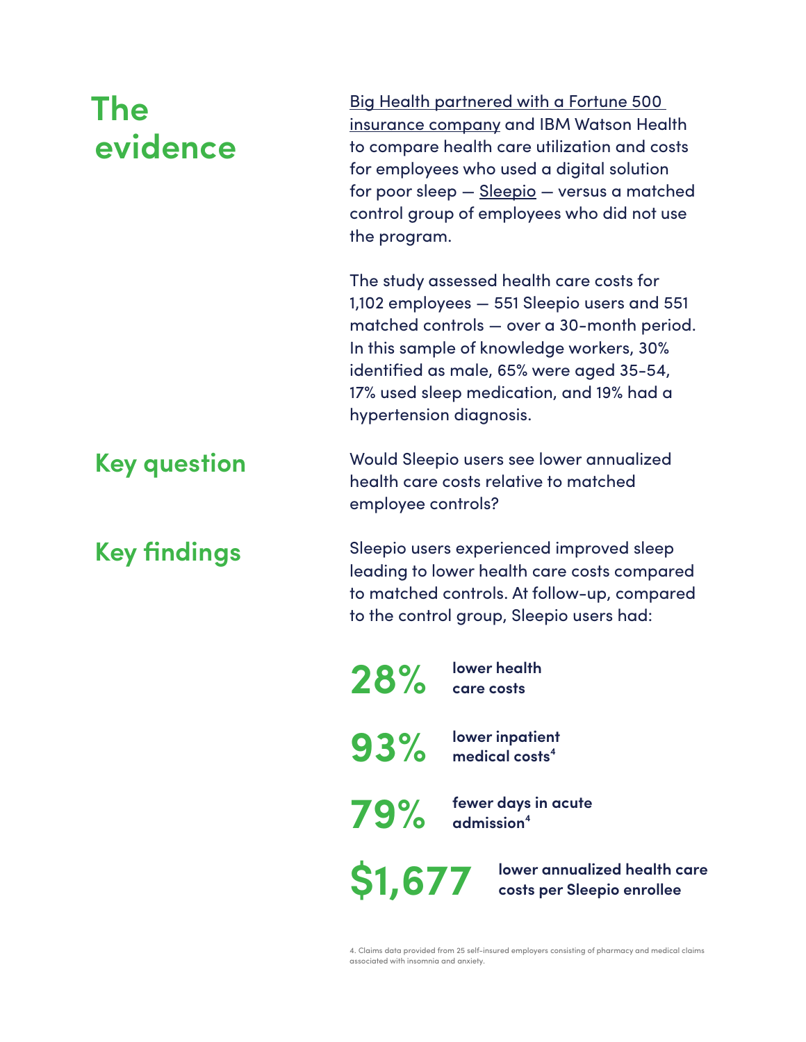## The evidence

Big Health partnered with a Fortune 500 insurance company and IBM Watson Health to compare health care utilization and costs for employees who used a digital solution for poor sleep — Sleepio — versus a matched control group of employees who did not use the program.

The study assessed health care costs for 1,102 employees — 551 Sleepio users and 551 matched controls — over a 30-month period. In this sample of knowledge workers, 30% identified as male, 65% were aged 35-54, 17% used sleep medication, and 19% had a hypertension diagnosis.

## Key question

Would Sleepio users see lower annualized health care costs relative to matched employee controls?

## Key findings

Sleepio users experienced improved sleep leading to lower health care costs compared to matched controls. At follow-up, compared to the control group, Sleepio users had:

**28%** **lower health care costs**

**93%** **lower inpatient medical costs**[4]

**79%** **fewer days in acute admission**[4]

**$1,677** **lower annualized health care costs per Sleepio enrollee**

4. Claims data provided from 25 self-insured employers consisting of pharmacy and medical claims associated with insomnia and anxiety.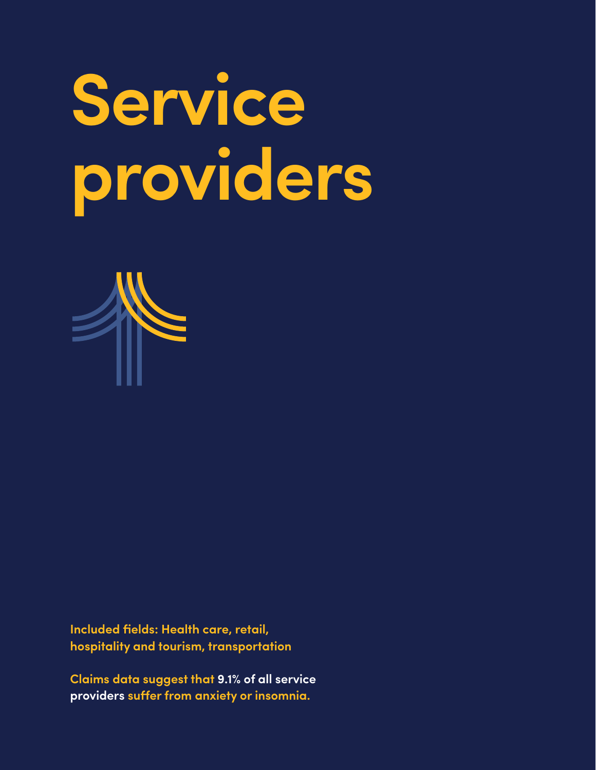# Service providers

**Included fields: Health care, retail, hospitality and tourism, transportation**

**Claims data suggest that 9.1% of all service providers suffer from anxiety or insomnia.**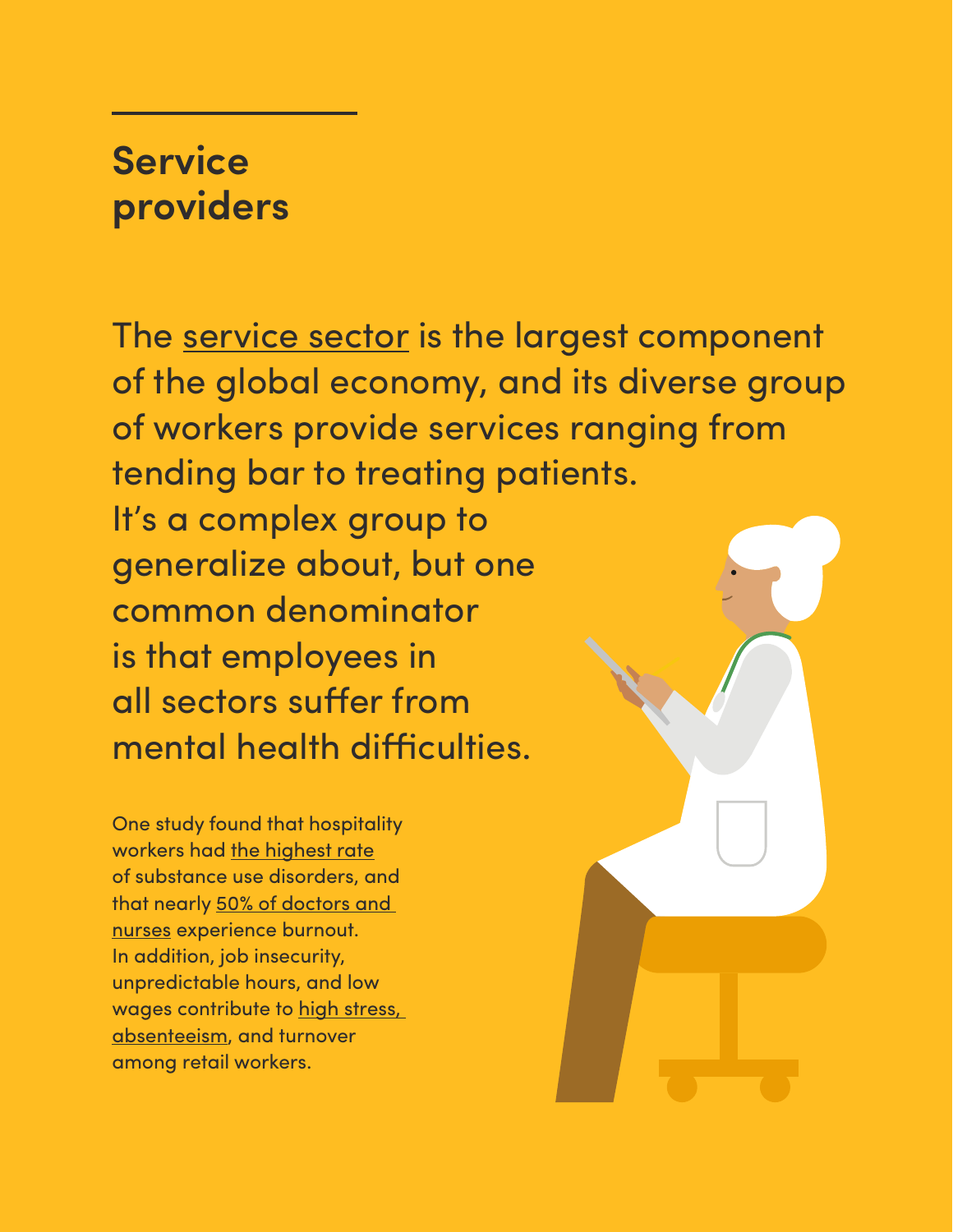## Service providers

The service sector is the largest component of the global economy, and its diverse group of workers provide services ranging from tending bar to treating patients. It's a complex group to generalize about, but one common denominator is that employees in all sectors suffer from mental health difficulties.

One study found that hospitality workers had the highest rate of substance use disorders, and that nearly 50% of doctors and nurses experience burnout. In addition, job insecurity, unpredictable hours, and low wages contribute to high stress, absenteeism, and turnover among retail workers.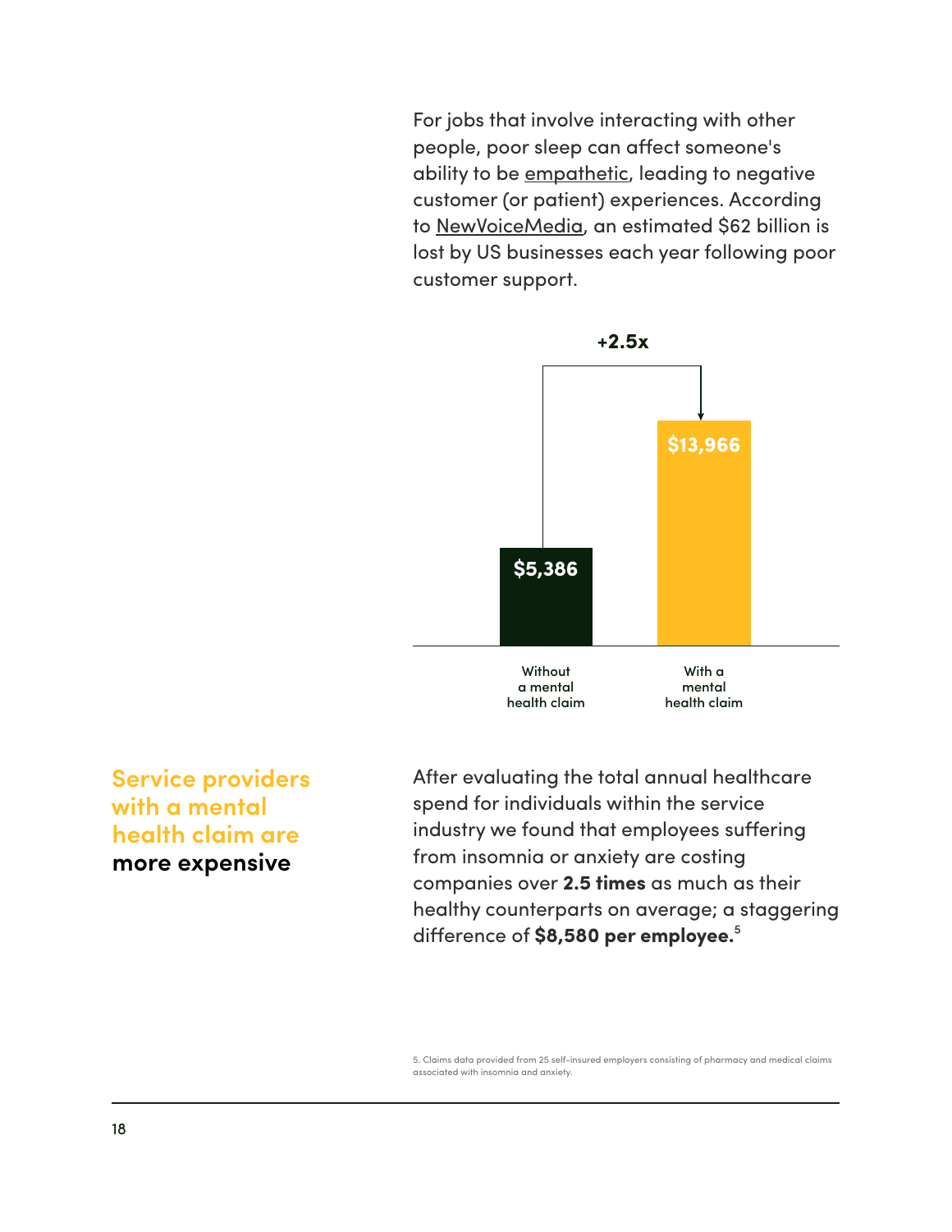For jobs that involve interacting with other people, poor sleep can affect someone's ability to be empathetic, leading to negative customer (or patient) experiences. According to NewVoiceMedia, an estimated $62 billion is lost by US businesses each year following poor customer support.

**+2.5x**

| | Without a mental health claim | With a mental health claim |
|---|---|---|
| | $5,386 | $13,966 |

## Service providers with a mental health claim are **more expensive**

After evaluating the total annual healthcare spend for individuals within the service industry we found that employees suffering from insomnia or anxiety are costing companies over **2.5 times** as much as their healthy counterparts on average; a staggering difference of **$8,580 per employee.**[5]

5. Claims data provided from 25 self-insured employers consisting of pharmacy and medical claims associated with insomnia and anxiety.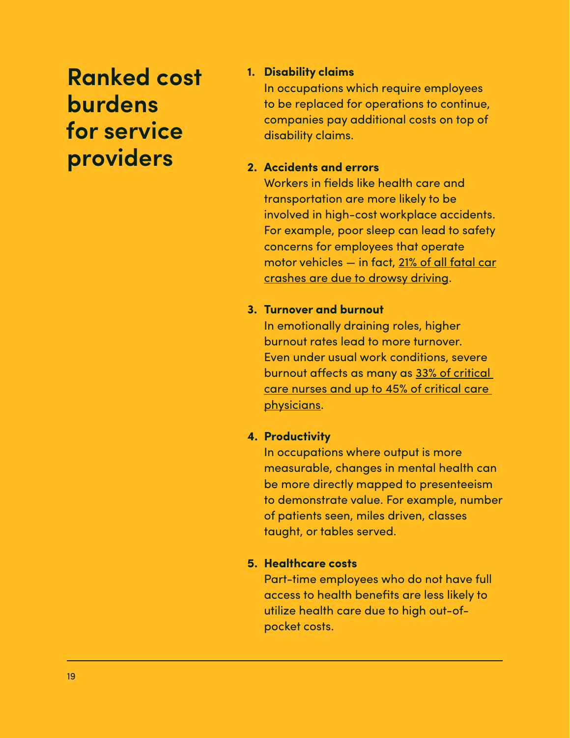# Ranked cost burdens for service providers

1. **Disability claims**
   In occupations which require employees to be replaced for operations to continue, companies pay additional costs on top of disability claims.

2. **Accidents and errors**
   Workers in fields like health care and transportation are more likely to be involved in high-cost workplace accidents. For example, poor sleep can lead to safety concerns for employees that operate motor vehicles — in fact, 21% of all fatal car crashes are due to drowsy driving.

3. **Turnover and burnout**
   In emotionally draining roles, higher burnout rates lead to more turnover. Even under usual work conditions, severe burnout affects as many as 33% of critical care nurses and up to 45% of critical care physicians.

4. **Productivity**
   In occupations where output is more measurable, changes in mental health can be more directly mapped to presenteeism to demonstrate value. For example, number of patients seen, miles driven, classes taught, or tables served.

5. **Healthcare costs**
   Part-time employees who do not have full access to health benefits are less likely to utilize health care due to high out-of-pocket costs.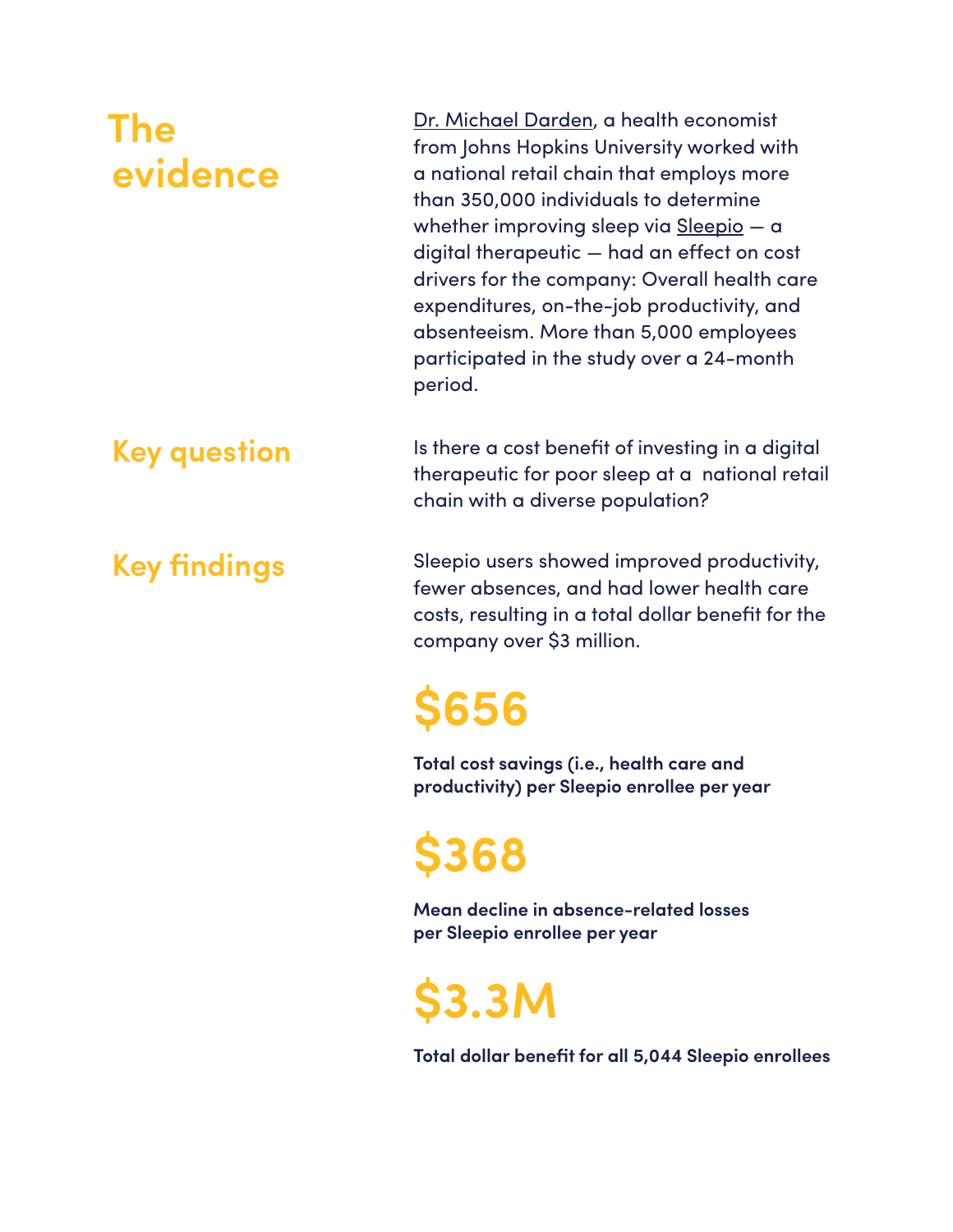## The evidence

Dr. Michael Darden, a health economist from Johns Hopkins University worked with a national retail chain that employs more than 350,000 individuals to determine whether improving sleep via Sleepio — a digital therapeutic — had an effect on cost drivers for the company: Overall health care expenditures, on-the-job productivity, and absenteeism. More than 5,000 employees participated in the study over a 24-month period.

## Key question

Is there a cost benefit of investing in a digital therapeutic for poor sleep at a national retail chain with a diverse population?

## Key findings

Sleepio users showed improved productivity, fewer absences, and had lower health care costs, resulting in a total dollar benefit for the company over $3 million.

**$656**

**Total cost savings (i.e., health care and productivity) per Sleepio enrollee per year**

**$368**

**Mean decline in absence-related losses per Sleepio enrollee per year**

**$3.3M**

**Total dollar benefit for all 5,044 Sleepio enrollees**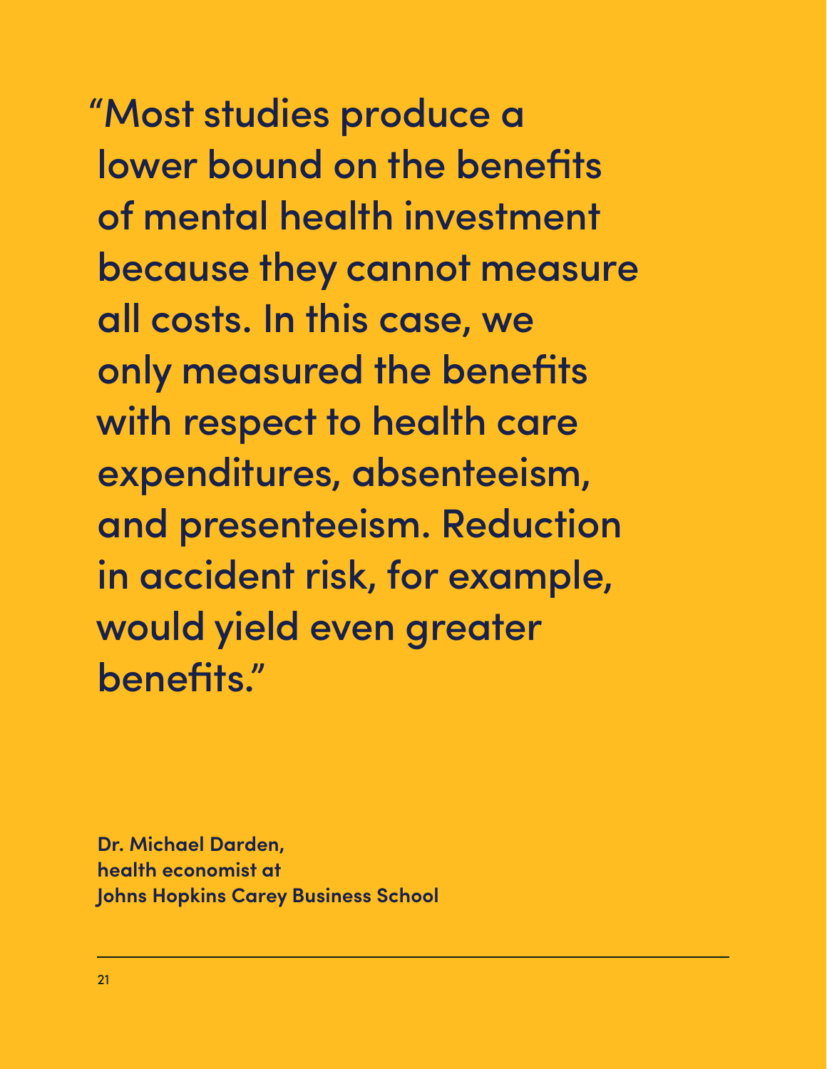"Most studies produce a lower bound on the benefits of mental health investment because they cannot measure all costs. In this case, we only measured the benefits with respect to health care expenditures, absenteeism, and presenteeism. Reduction in accident risk, for example, would yield even greater benefits."

**Dr. Michael Darden,**
**health economist at**
**Johns Hopkins Carey Business School**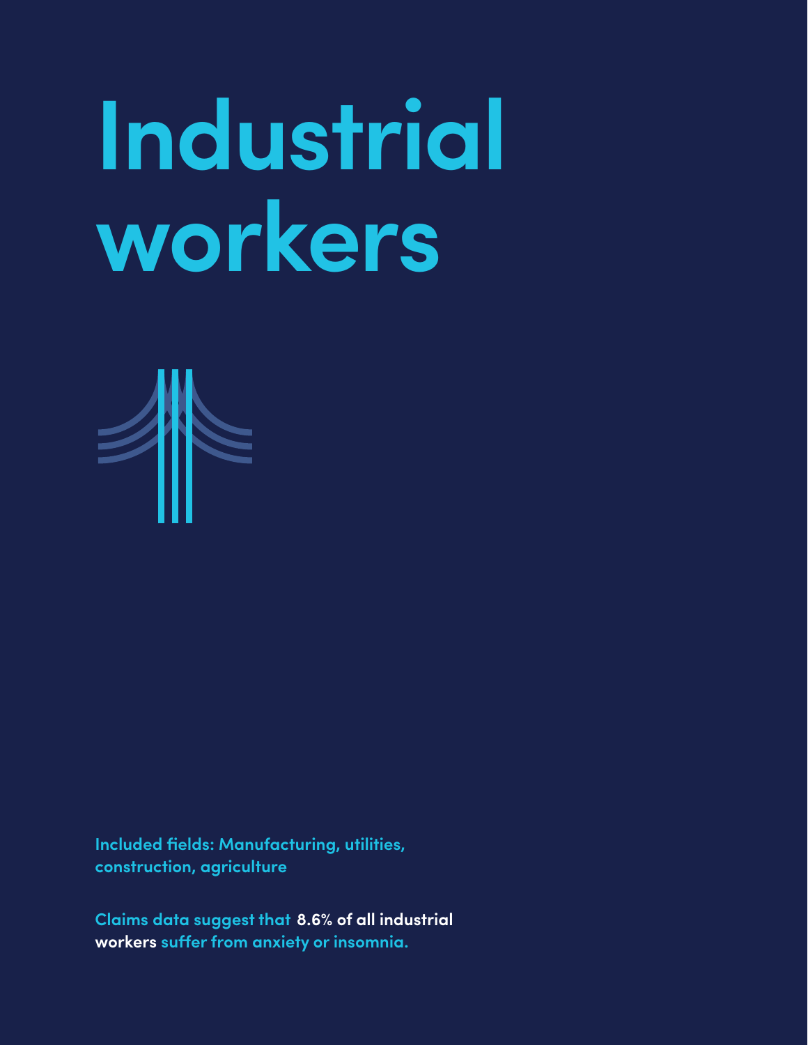# Industrial workers

Included fields: Manufacturing, utilities, construction, agriculture

Claims data suggest that **8.6% of all industrial workers** suffer from anxiety or insomnia.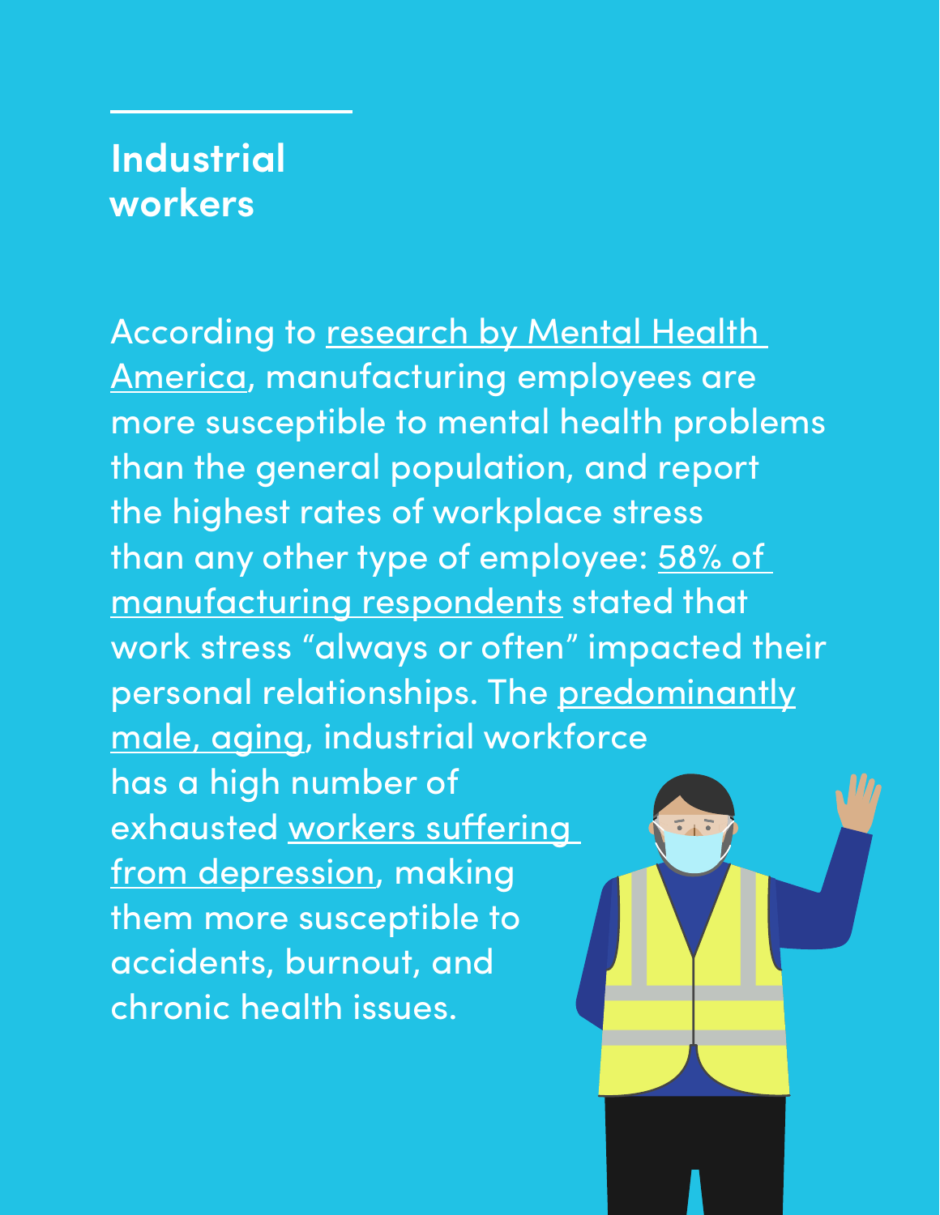## Industrial workers

According to research by Mental Health America, manufacturing employees are more susceptible to mental health problems than the general population, and report the highest rates of workplace stress than any other type of employee: 58% of manufacturing respondents stated that work stress "always or often" impacted their personal relationships. The predominantly male, aging, industrial workforce has a high number of exhausted workers suffering from depression, making them more susceptible to accidents, burnout, and chronic health issues.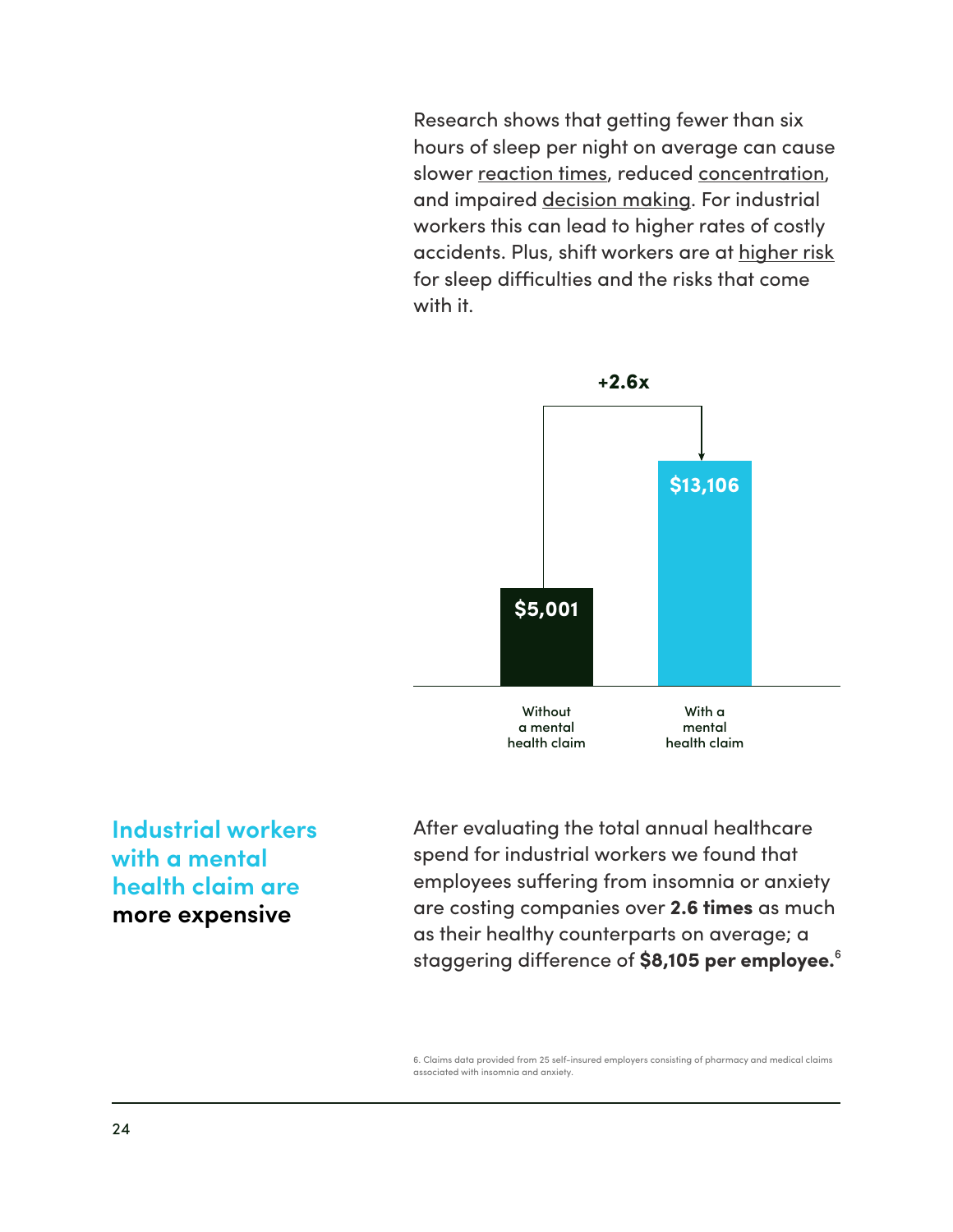Research shows that getting fewer than six hours of sleep per night on average can cause slower reaction times, reduced concentration, and impaired decision making. For industrial workers this can lead to higher rates of costly accidents. Plus, shift workers are at higher risk for sleep difficulties and the risks that come with it.

+2.6x

| Without a mental health claim | With a mental health claim |
|---|---|
| $5,001 | $13,106 |

## Industrial workers with a mental health claim are **more expensive**

After evaluating the total annual healthcare spend for industrial workers we found that employees suffering from insomnia or anxiety are costing companies over **2.6 times** as much as their healthy counterparts on average; a staggering difference of **$8,105 per employee.**[6]

6. Claims data provided from 25 self-insured employers consisting of pharmacy and medical claims associated with insomnia and anxiety.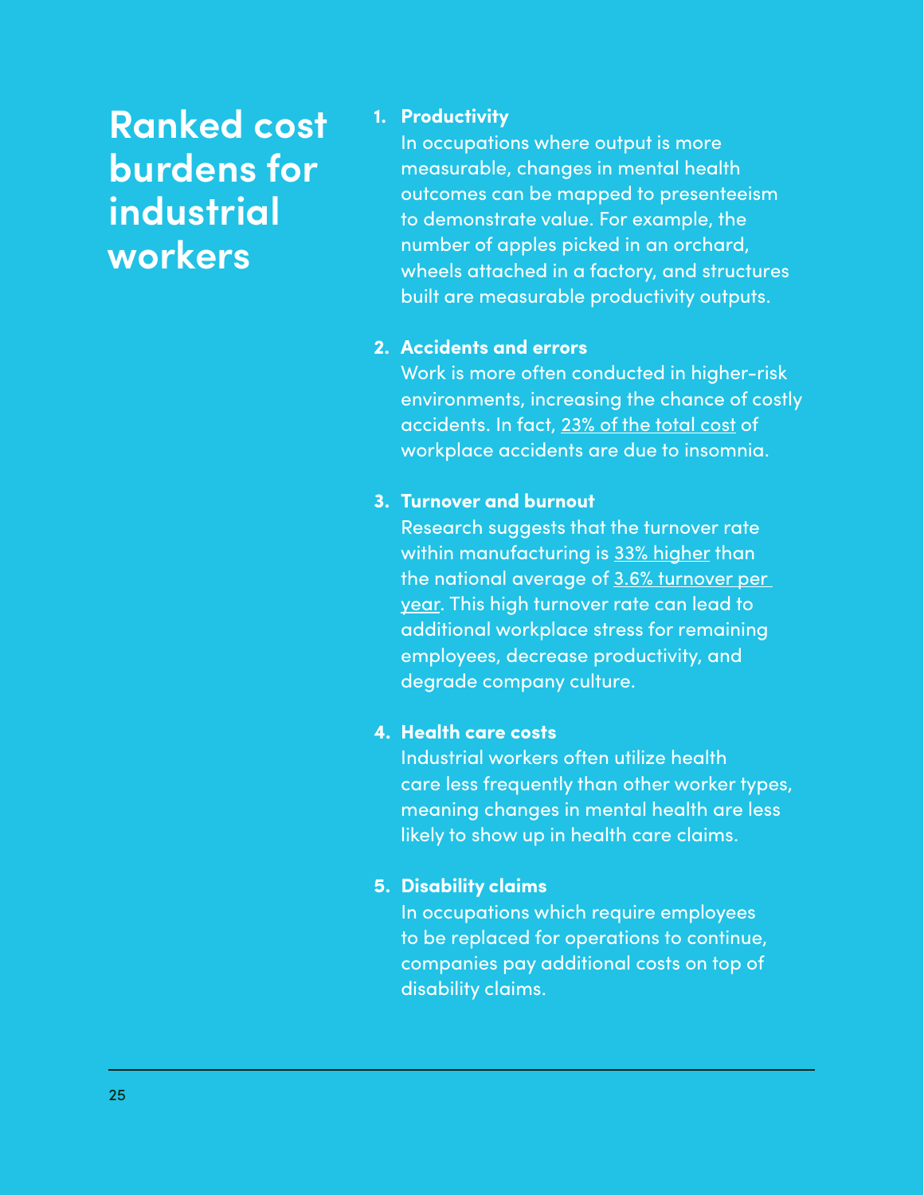# Ranked cost burdens for industrial workers

1. **Productivity**
   In occupations where output is more measurable, changes in mental health outcomes can be mapped to presenteeism to demonstrate value. For example, the number of apples picked in an orchard, wheels attached in a factory, and structures built are measurable productivity outputs.

2. **Accidents and errors**
   Work is more often conducted in higher-risk environments, increasing the chance of costly accidents. In fact, 23% of the total cost of workplace accidents are due to insomnia.

3. **Turnover and burnout**
   Research suggests that the turnover rate within manufacturing is 33% higher than the national average of 3.6% turnover per year. This high turnover rate can lead to additional workplace stress for remaining employees, decrease productivity, and degrade company culture.

4. **Health care costs**
   Industrial workers often utilize health care less frequently than other worker types, meaning changes in mental health are less likely to show up in health care claims.

5. **Disability claims**
   In occupations which require employees to be replaced for operations to continue, companies pay additional costs on top of disability claims.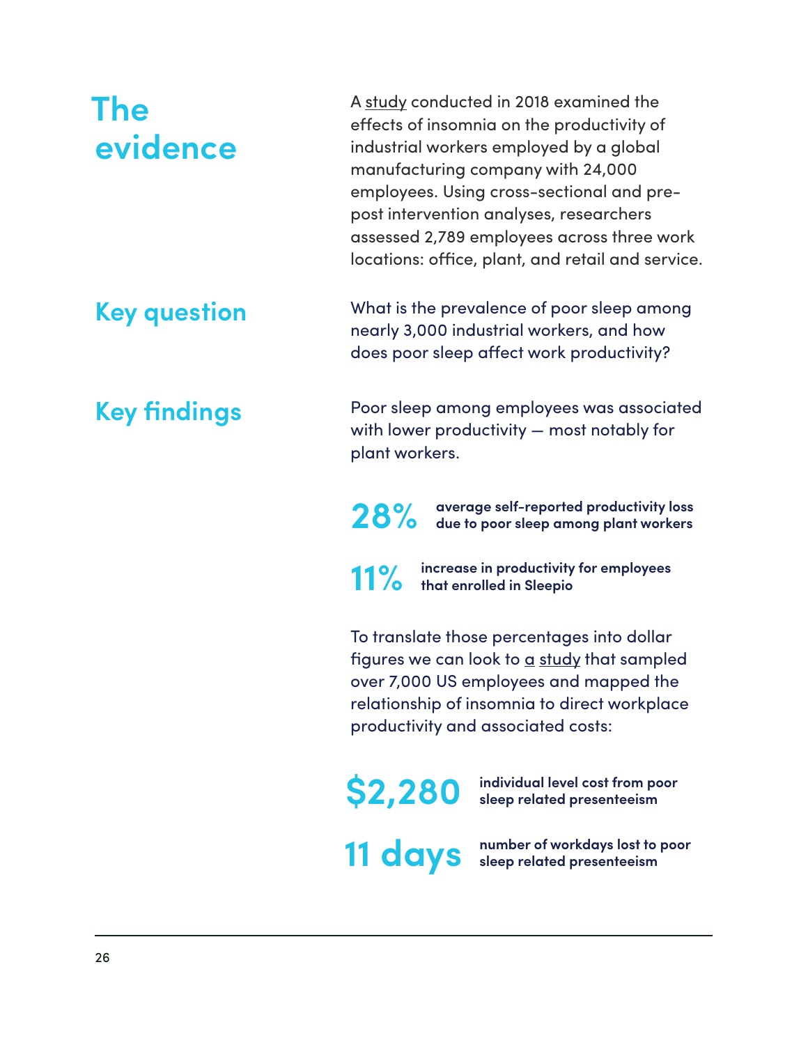## The evidence

A study conducted in 2018 examined the effects of insomnia on the productivity of industrial workers employed by a global manufacturing company with 24,000 employees. Using cross-sectional and pre-post intervention analyses, researchers assessed 2,789 employees across three work locations: office, plant, and retail and service.

### Key question

What is the prevalence of poor sleep among nearly 3,000 industrial workers, and how does poor sleep affect work productivity?

### Key findings

Poor sleep among employees was associated with lower productivity — most notably for plant workers.

**28%** **average self-reported productivity loss due to poor sleep among plant workers**

**11%** **increase in productivity for employees that enrolled in Sleepio**

To translate those percentages into dollar figures we can look to a study that sampled over 7,000 US employees and mapped the relationship of insomnia to direct workplace productivity and associated costs:

**$2,280** **individual level cost from poor sleep related presenteeism**

**11 days** **number of workdays lost to poor sleep related presenteeism**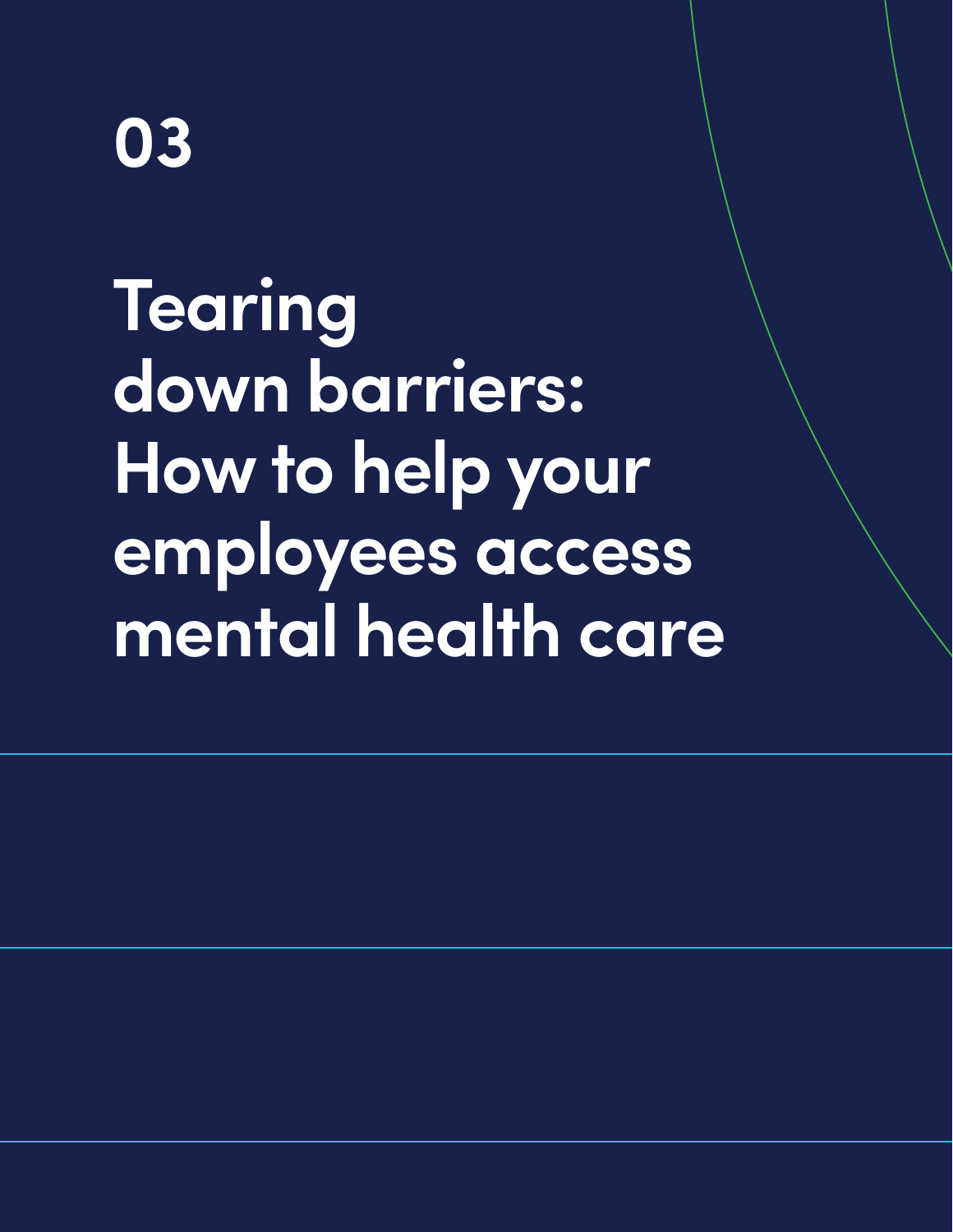# 03

# Tearing down barriers: How to help your employees access mental health care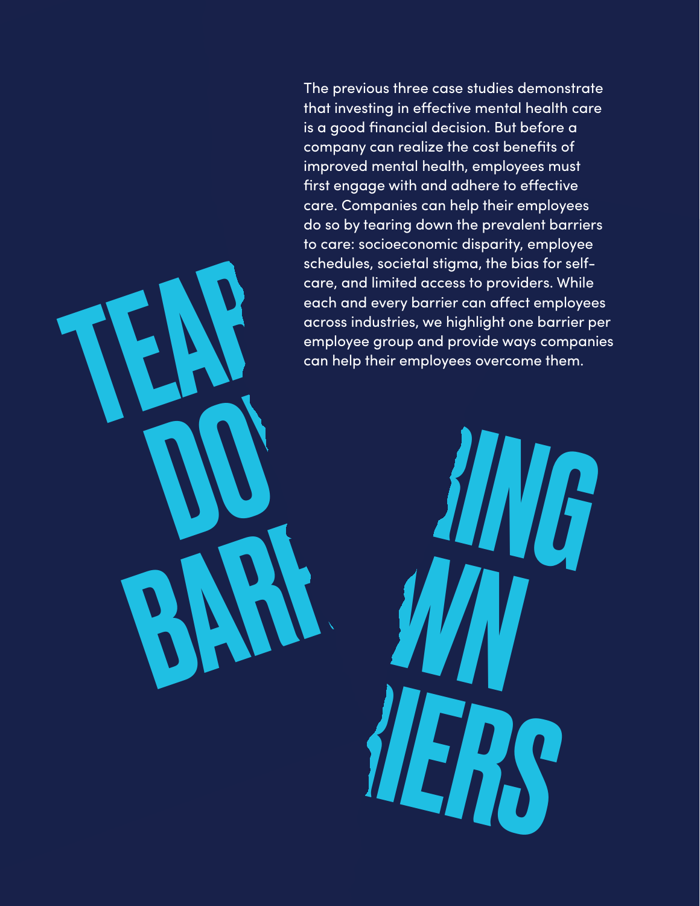# TEARING DOWN BARRIERS

The previous three case studies demonstrate that investing in effective mental health care is a good financial decision. But before a company can realize the cost benefits of improved mental health, employees must first engage with and adhere to effective care. Companies can help their employees do so by tearing down the prevalent barriers to care: socioeconomic disparity, employee schedules, societal stigma, the bias for self-care, and limited access to providers. While each and every barrier can affect employees across industries, we highlight one barrier per employee group and provide ways companies can help their employees overcome them.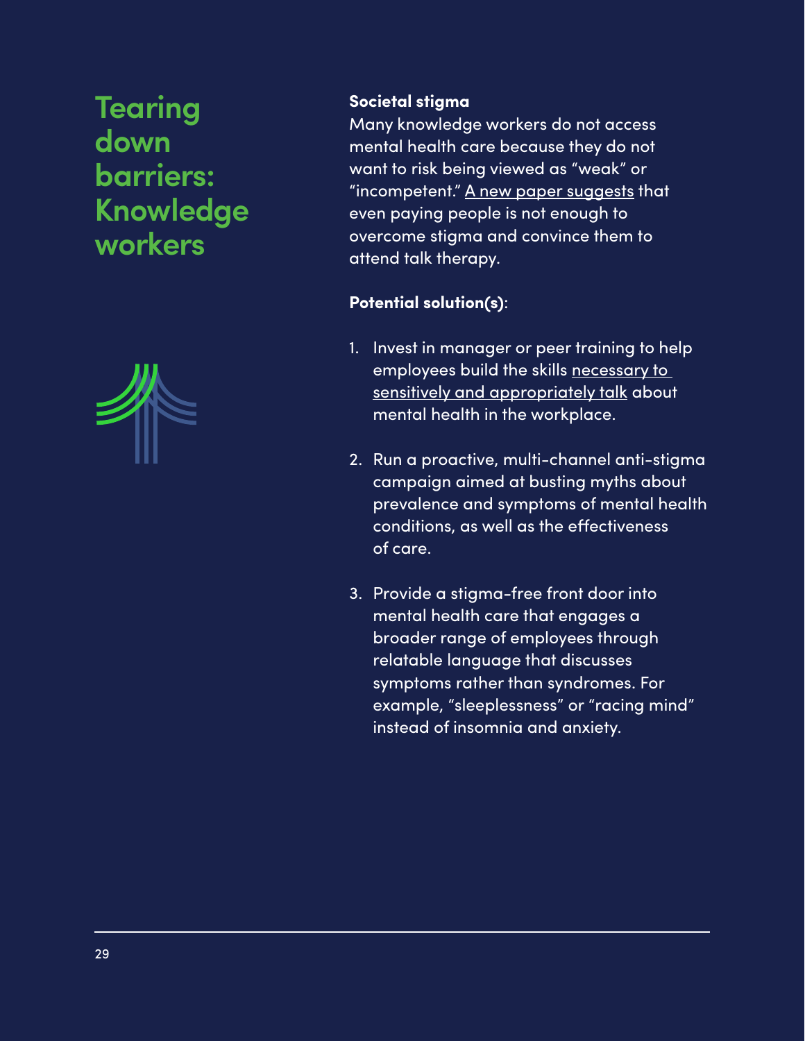# Tearing down barriers: Knowledge workers

**Societal stigma**

Many knowledge workers do not access mental health care because they do not want to risk being viewed as "weak" or "incompetent." A new paper suggests that even paying people is not enough to overcome stigma and convince them to attend talk therapy.

**Potential solution(s)**:

1. Invest in manager or peer training to help employees build the skills necessary to sensitively and appropriately talk about mental health in the workplace.

2. Run a proactive, multi-channel anti-stigma campaign aimed at busting myths about prevalence and symptoms of mental health conditions, as well as the effectiveness of care.

3. Provide a stigma-free front door into mental health care that engages a broader range of employees through relatable language that discusses symptoms rather than syndromes. For example, "sleeplessness" or "racing mind" instead of insomnia and anxiety.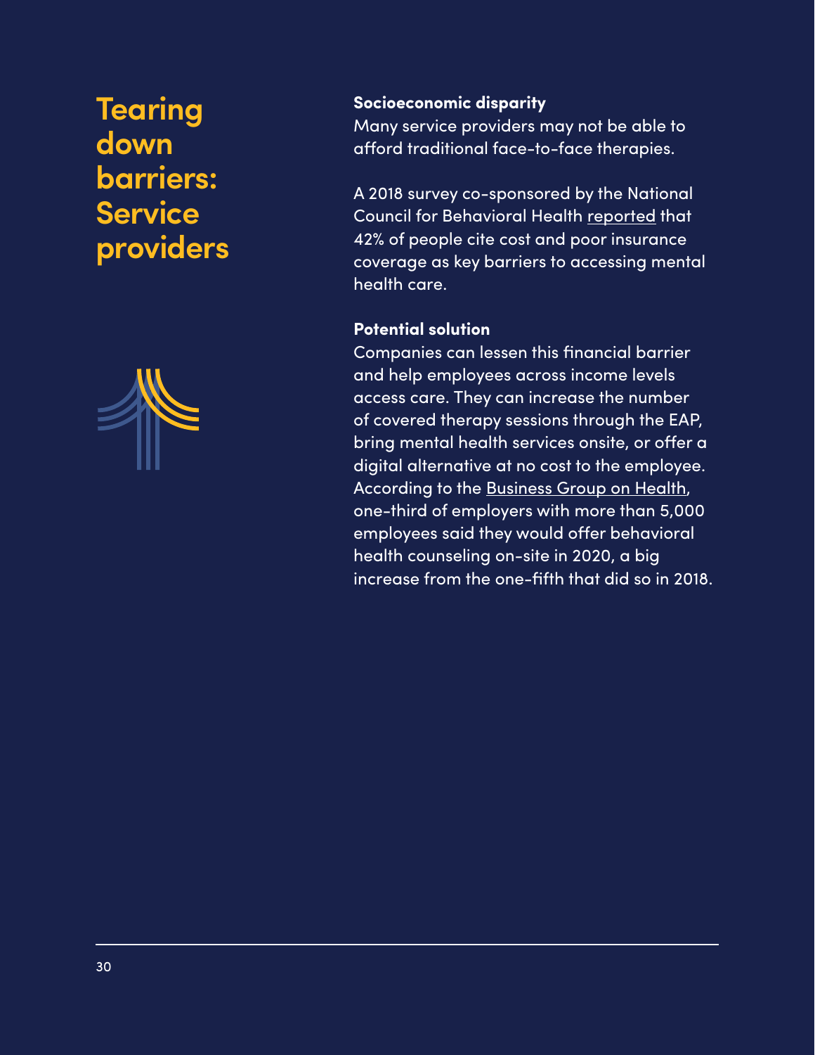# Tearing down barriers: Service providers

### Socioeconomic disparity

Many service providers may not be able to afford traditional face-to-face therapies.

A 2018 survey co-sponsored by the National Council for Behavioral Health reported that 42% of people cite cost and poor insurance coverage as key barriers to accessing mental health care.

### Potential solution

Companies can lessen this financial barrier and help employees across income levels access care. They can increase the number of covered therapy sessions through the EAP, bring mental health services onsite, or offer a digital alternative at no cost to the employee. According to the Business Group on Health, one-third of employers with more than 5,000 employees said they would offer behavioral health counseling on-site in 2020, a big increase from the one-fifth that did so in 2018.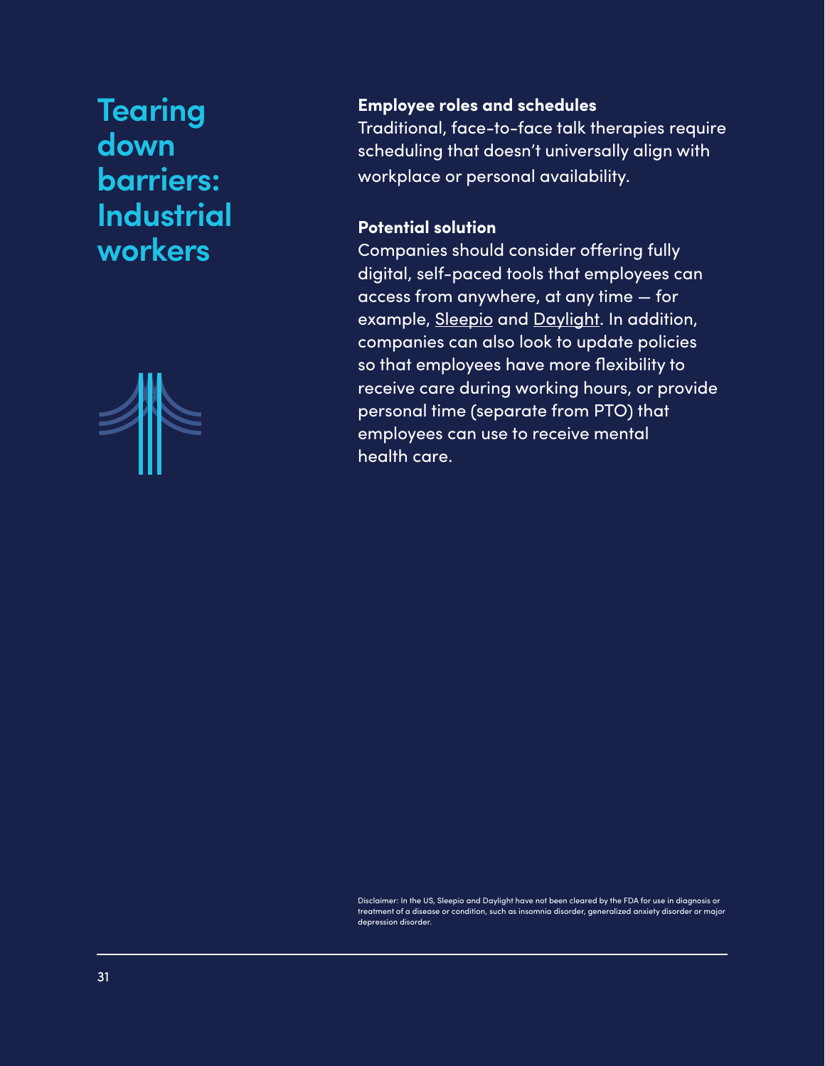# Tearing down barriers: Industrial workers

**Employee roles and schedules**

Traditional, face-to-face talk therapies require scheduling that doesn't universally align with workplace or personal availability.

**Potential solution**

Companies should consider offering fully digital, self-paced tools that employees can access from anywhere, at any time — for example, Sleepio and Daylight. In addition, companies can also look to update policies so that employees have more flexibility to receive care during working hours, or provide personal time (separate from PTO) that employees can use to receive mental health care.

Disclaimer: In the US, Sleepio and Daylight have not been cleared by the FDA for use in diagnosis or treatment of a disease or condition, such as insomnia disorder, generalized anxiety disorder or major depression disorder.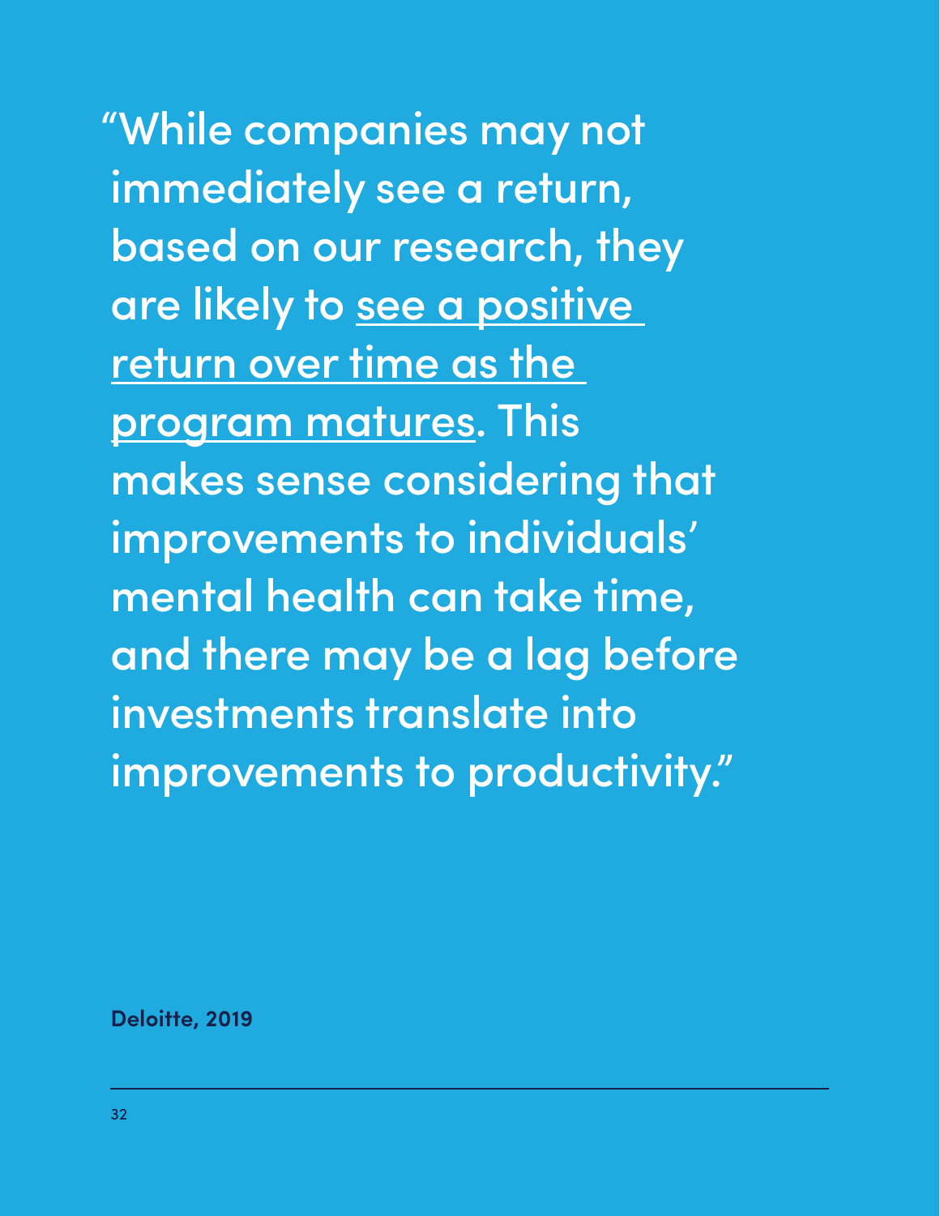"While companies may not immediately see a return, based on our research, they are likely to see a positive return over time as the program matures. This makes sense considering that improvements to individuals' mental health can take time, and there may be a lag before investments translate into improvements to productivity."

**Deloitte, 2019**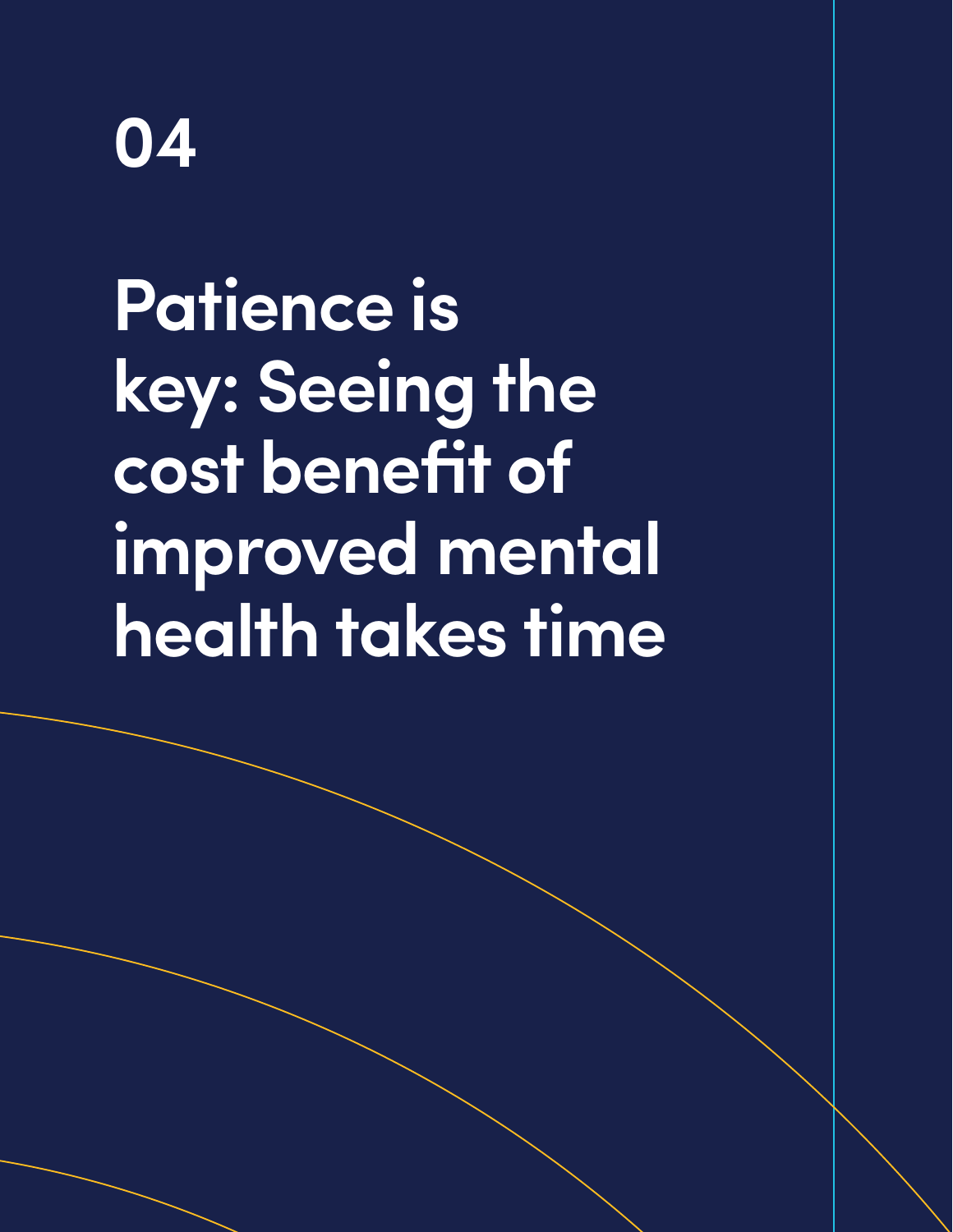# 04

# Patience is key: Seeing the cost benefit of improved mental health takes time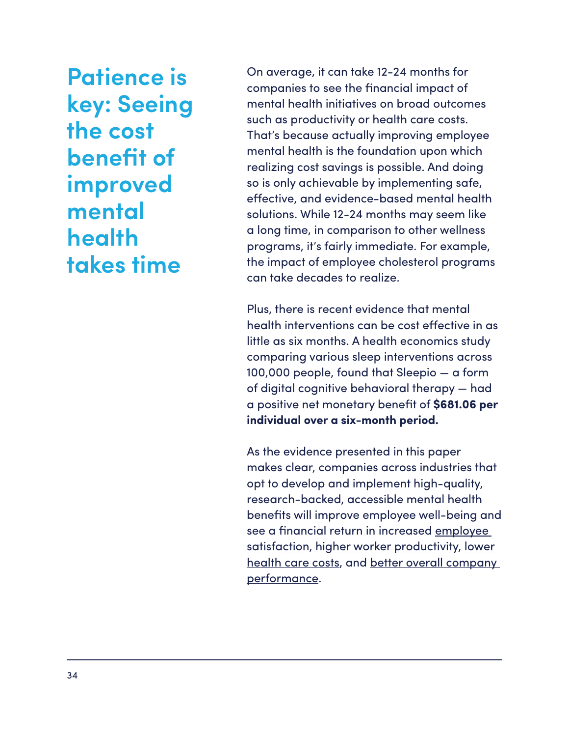# Patience is key: Seeing the cost benefit of improved mental health takes time

On average, it can take 12-24 months for companies to see the financial impact of mental health initiatives on broad outcomes such as productivity or health care costs. That's because actually improving employee mental health is the foundation upon which realizing cost savings is possible. And doing so is only achievable by implementing safe, effective, and evidence-based mental health solutions. While 12-24 months may seem like a long time, in comparison to other wellness programs, it's fairly immediate. For example, the impact of employee cholesterol programs can take decades to realize.

Plus, there is recent evidence that mental health interventions can be cost effective in as little as six months. A health economics study comparing various sleep interventions across 100,000 people, found that Sleepio — a form of digital cognitive behavioral therapy — had a positive net monetary benefit of **$681.06 per individual over a six-month period.**

As the evidence presented in this paper makes clear, companies across industries that opt to develop and implement high-quality, research-backed, accessible mental health benefits will improve employee well-being and see a financial return in increased employee satisfaction, higher worker productivity, lower health care costs, and better overall company performance.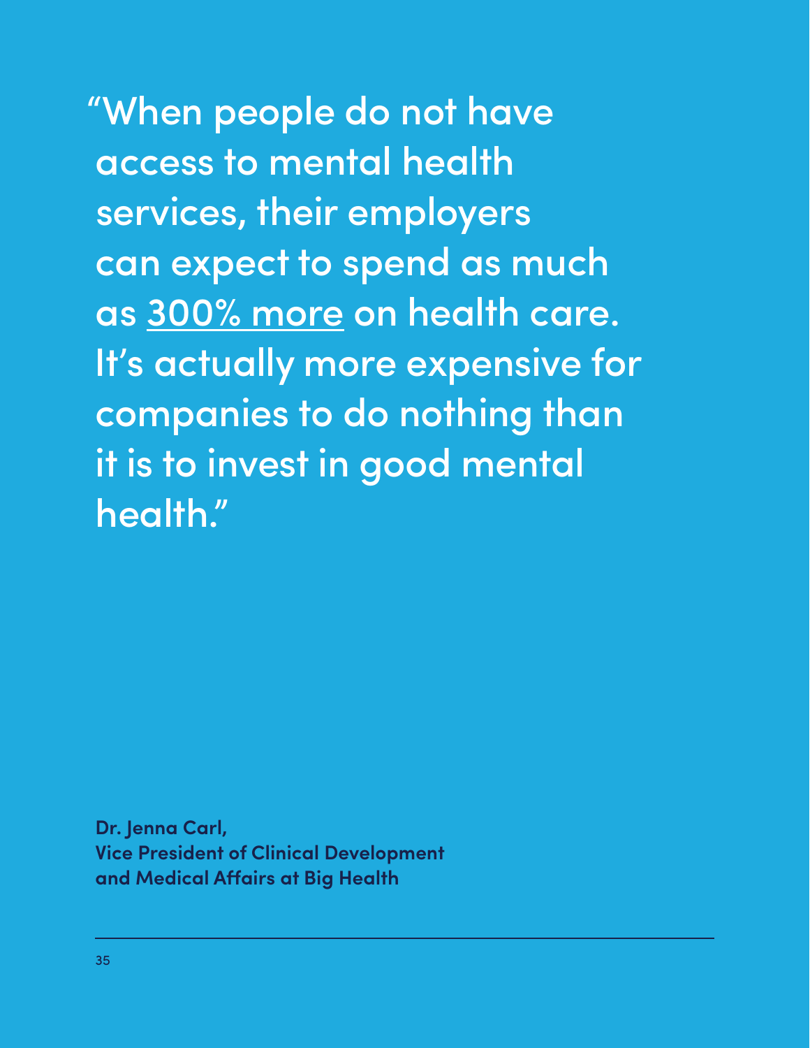"When people do not have access to mental health services, their employers can expect to spend as much as 300% more on health care. It's actually more expensive for companies to do nothing than it is to invest in good mental health."

**Dr. Jenna Carl,**
**Vice President of Clinical Development and Medical Affairs at Big Health**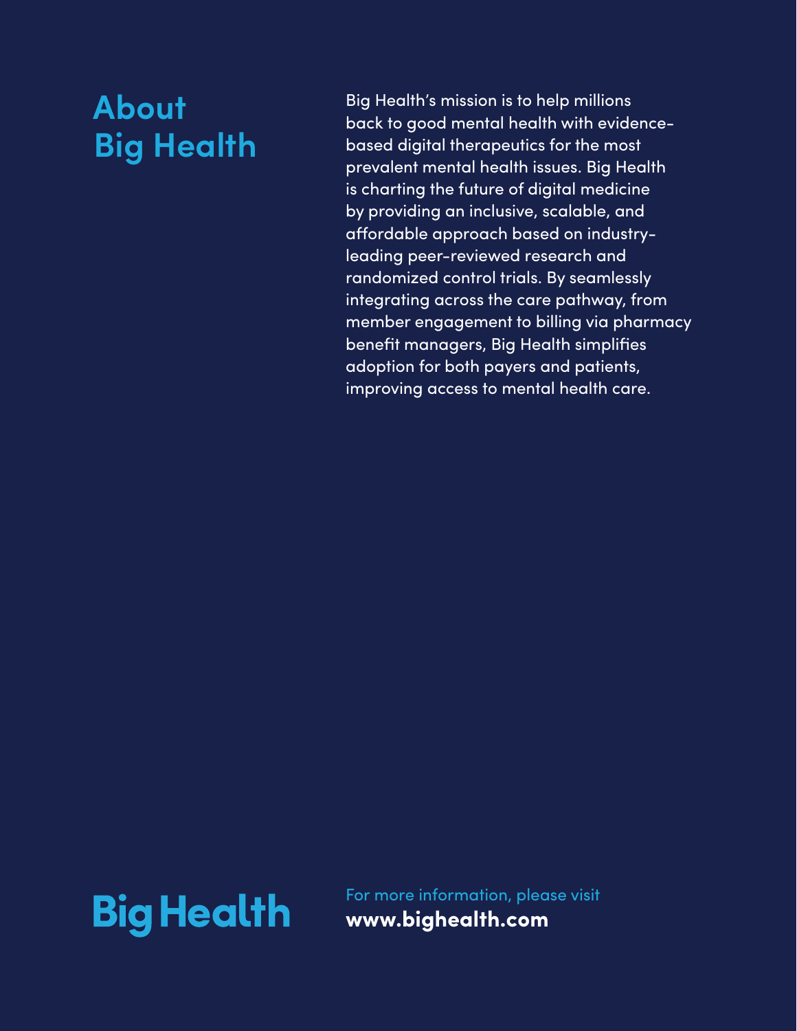# About Big Health

Big Health's mission is to help millions back to good mental health with evidence-based digital therapeutics for the most prevalent mental health issues. Big Health is charting the future of digital medicine by providing an inclusive, scalable, and affordable approach based on industry-leading peer-reviewed research and randomized control trials. By seamlessly integrating across the care pathway, from member engagement to billing via pharmacy benefit managers, Big Health simplifies adoption for both payers and patients, improving access to mental health care.

**Big Health**

For more information, please visit
**www.bighealth.com**